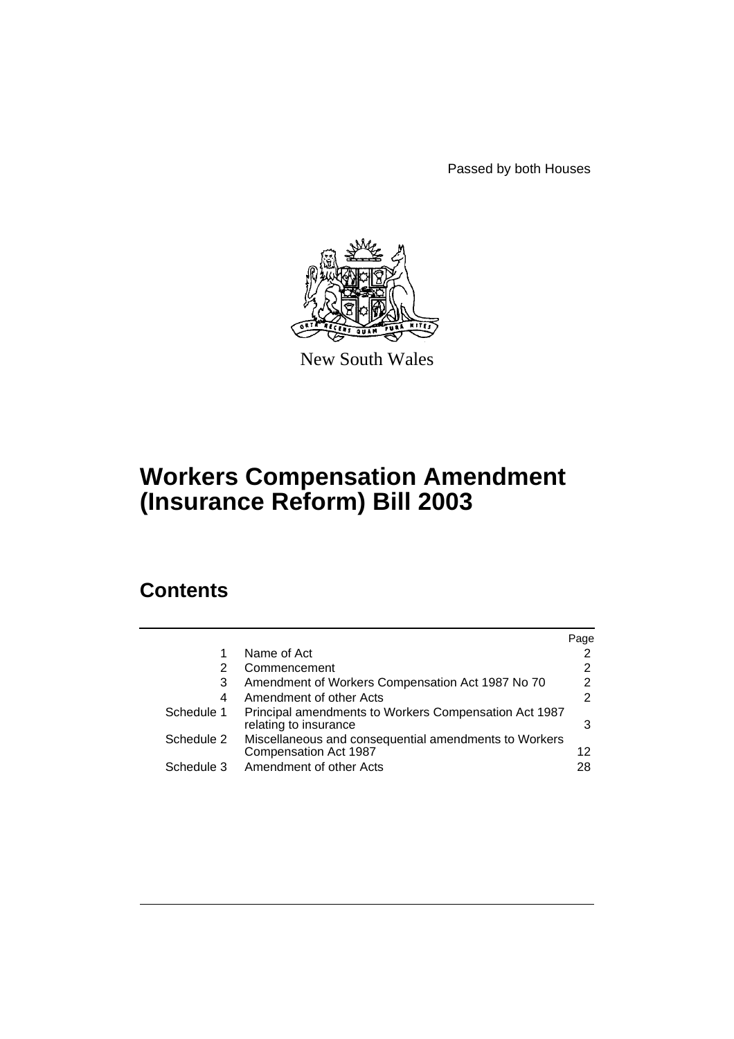Passed by both Houses

New South Wales

# Workers Compensation Amendment (Insurance Reform) Bill 2003

## Contents

| | | Page |
|---|---|---|
| 1 | Name of Act | 2 |
| 2 | Commencement | 2 |
| 3 | Amendment of Workers Compensation Act 1987 No 70 | 2 |
| 4 | Amendment of other Acts | 2 |
| Schedule 1 | Principal amendments to Workers Compensation Act 1987 relating to insurance | 3 |
| Schedule 2 | Miscellaneous and consequential amendments to Workers Compensation Act 1987 | 12 |
| Schedule 3 | Amendment of other Acts | 28 |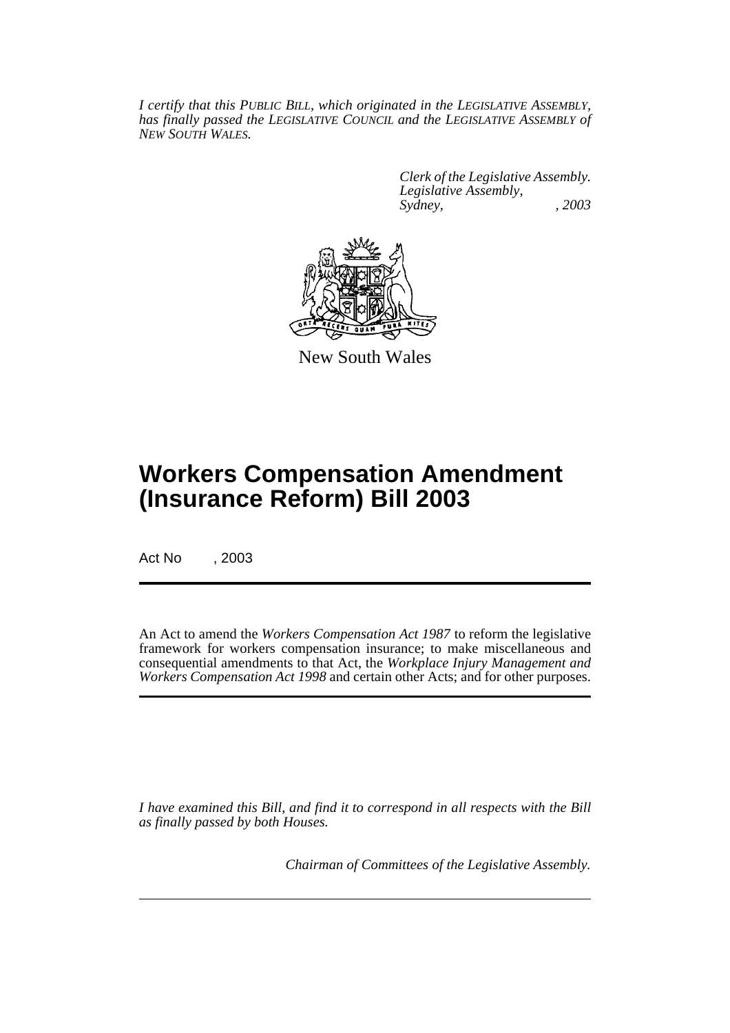*I certify that this PUBLIC BILL, which originated in the LEGISLATIVE ASSEMBLY, has finally passed the LEGISLATIVE COUNCIL and the LEGISLATIVE ASSEMBLY of NEW SOUTH WALES.*

*Clerk of the Legislative Assembly.*
*Legislative Assembly,*
*Sydney, , 2003*

New South Wales

# Workers Compensation Amendment (Insurance Reform) Bill 2003

Act No , 2003

An Act to amend the *Workers Compensation Act 1987* to reform the legislative framework for workers compensation insurance; to make miscellaneous and consequential amendments to that Act, the *Workplace Injury Management and Workers Compensation Act 1998* and certain other Acts; and for other purposes.

*I have examined this Bill, and find it to correspond in all respects with the Bill as finally passed by both Houses.*

*Chairman of Committees of the Legislative Assembly.*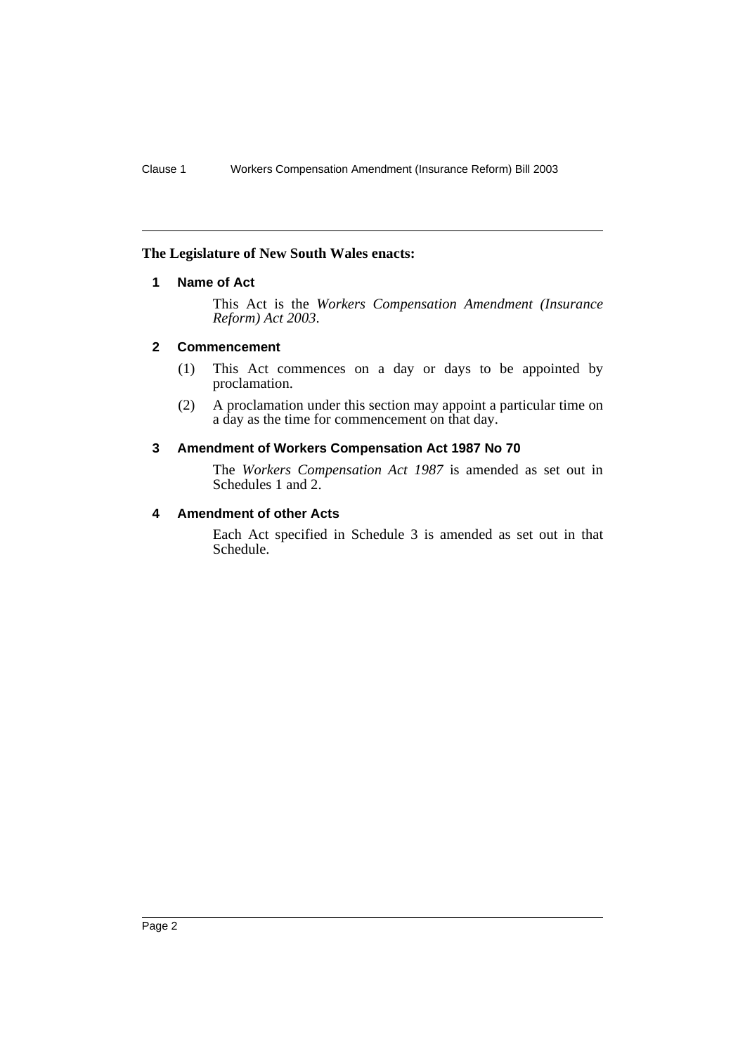**The Legislature of New South Wales enacts:**

### 1 Name of Act

This Act is the *Workers Compensation Amendment (Insurance Reform) Act 2003*.

### 2 Commencement

(1) This Act commences on a day or days to be appointed by proclamation.

(2) A proclamation under this section may appoint a particular time on a day as the time for commencement on that day.

### 3 Amendment of Workers Compensation Act 1987 No 70

The *Workers Compensation Act 1987* is amended as set out in Schedules 1 and 2.

### 4 Amendment of other Acts

Each Act specified in Schedule 3 is amended as set out in that Schedule.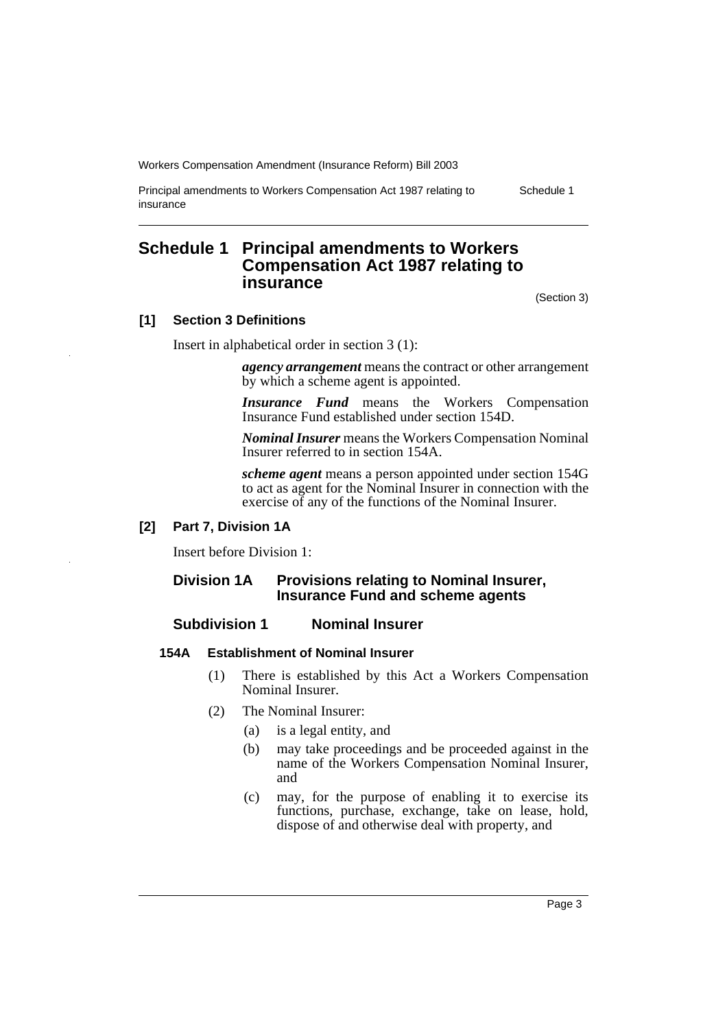# Schedule 1 Principal amendments to Workers Compensation Act 1987 relating to insurance

(Section 3)

### [1] Section 3 Definitions

Insert in alphabetical order in section 3 (1):

> ***agency arrangement*** means the contract or other arrangement by which a scheme agent is appointed.
>
> ***Insurance Fund*** means the Workers Compensation Insurance Fund established under section 154D.
>
> ***Nominal Insurer*** means the Workers Compensation Nominal Insurer referred to in section 154A.
>
> ***scheme agent*** means a person appointed under section 154G to act as agent for the Nominal Insurer in connection with the exercise of any of the functions of the Nominal Insurer.

### [2] Part 7, Division 1A

Insert before Division 1:

## Division 1A Provisions relating to Nominal Insurer, Insurance Fund and scheme agents

### Subdivision 1 Nominal Insurer

#### 154A Establishment of Nominal Insurer

(1) There is established by this Act a Workers Compensation Nominal Insurer.

(2) The Nominal Insurer:

(a) is a legal entity, and

(b) may take proceedings and be proceeded against in the name of the Workers Compensation Nominal Insurer, and

(c) may, for the purpose of enabling it to exercise its functions, purchase, exchange, take on lease, hold, dispose of and otherwise deal with property, and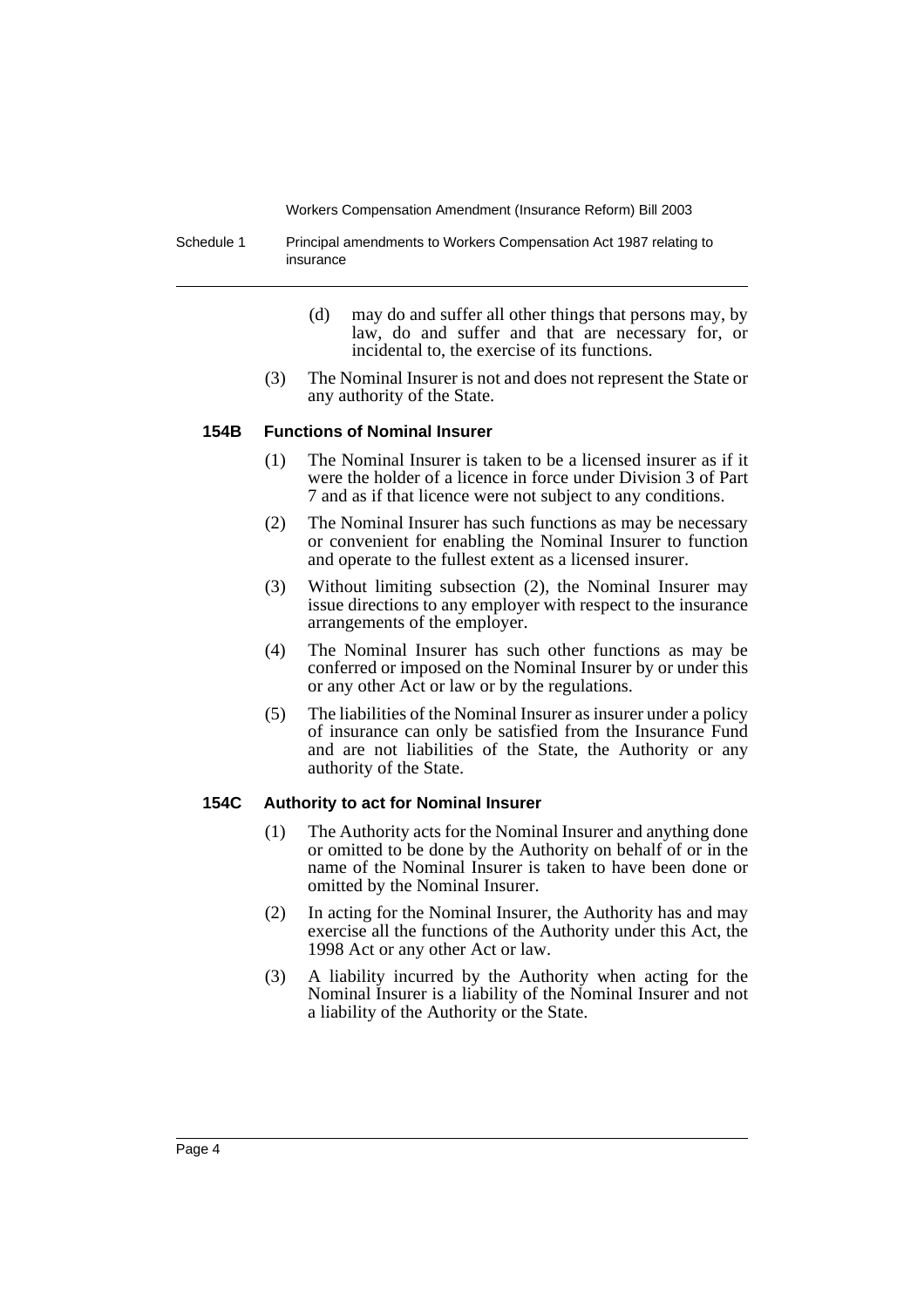(d) may do and suffer all other things that persons may, by law, do and suffer and that are necessary for, or incidental to, the exercise of its functions.

(3) The Nominal Insurer is not and does not represent the State or any authority of the State.

#### 154B Functions of Nominal Insurer

(1) The Nominal Insurer is taken to be a licensed insurer as if it were the holder of a licence in force under Division 3 of Part 7 and as if that licence were not subject to any conditions.

(2) The Nominal Insurer has such functions as may be necessary or convenient for enabling the Nominal Insurer to function and operate to the fullest extent as a licensed insurer.

(3) Without limiting subsection (2), the Nominal Insurer may issue directions to any employer with respect to the insurance arrangements of the employer.

(4) The Nominal Insurer has such other functions as may be conferred or imposed on the Nominal Insurer by or under this or any other Act or law or by the regulations.

(5) The liabilities of the Nominal Insurer as insurer under a policy of insurance can only be satisfied from the Insurance Fund and are not liabilities of the State, the Authority or any authority of the State.

#### 154C Authority to act for Nominal Insurer

(1) The Authority acts for the Nominal Insurer and anything done or omitted to be done by the Authority on behalf of or in the name of the Nominal Insurer is taken to have been done or omitted by the Nominal Insurer.

(2) In acting for the Nominal Insurer, the Authority has and may exercise all the functions of the Authority under this Act, the 1998 Act or any other Act or law.

(3) A liability incurred by the Authority when acting for the Nominal Insurer is a liability of the Nominal Insurer and not a liability of the Authority or the State.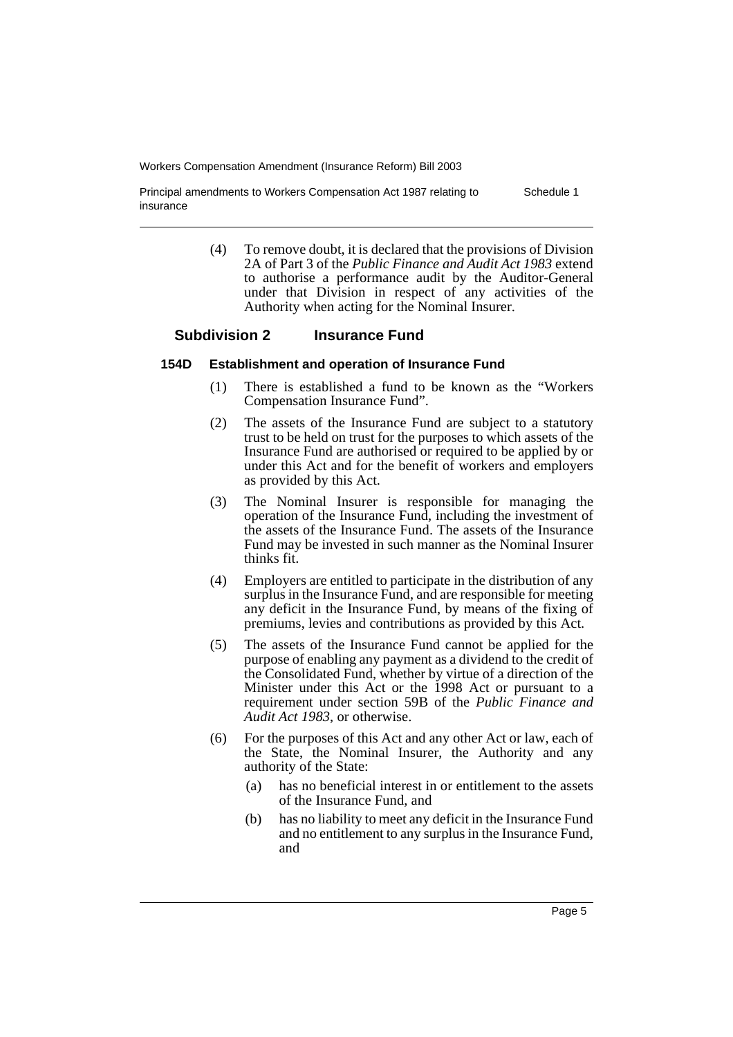(4) To remove doubt, it is declared that the provisions of Division 2A of Part 3 of the *Public Finance and Audit Act 1983* extend to authorise a performance audit by the Auditor-General under that Division in respect of any activities of the Authority when acting for the Nominal Insurer.

### Subdivision 2 Insurance Fund

#### 154D Establishment and operation of Insurance Fund

(1) There is established a fund to be known as the "Workers Compensation Insurance Fund".

(2) The assets of the Insurance Fund are subject to a statutory trust to be held on trust for the purposes to which assets of the Insurance Fund are authorised or required to be applied by or under this Act and for the benefit of workers and employers as provided by this Act.

(3) The Nominal Insurer is responsible for managing the operation of the Insurance Fund, including the investment of the assets of the Insurance Fund. The assets of the Insurance Fund may be invested in such manner as the Nominal Insurer thinks fit.

(4) Employers are entitled to participate in the distribution of any surplus in the Insurance Fund, and are responsible for meeting any deficit in the Insurance Fund, by means of the fixing of premiums, levies and contributions as provided by this Act.

(5) The assets of the Insurance Fund cannot be applied for the purpose of enabling any payment as a dividend to the credit of the Consolidated Fund, whether by virtue of a direction of the Minister under this Act or the 1998 Act or pursuant to a requirement under section 59B of the *Public Finance and Audit Act 1983*, or otherwise.

(6) For the purposes of this Act and any other Act or law, each of the State, the Nominal Insurer, the Authority and any authority of the State:

- (a) has no beneficial interest in or entitlement to the assets of the Insurance Fund, and
- (b) has no liability to meet any deficit in the Insurance Fund and no entitlement to any surplus in the Insurance Fund, and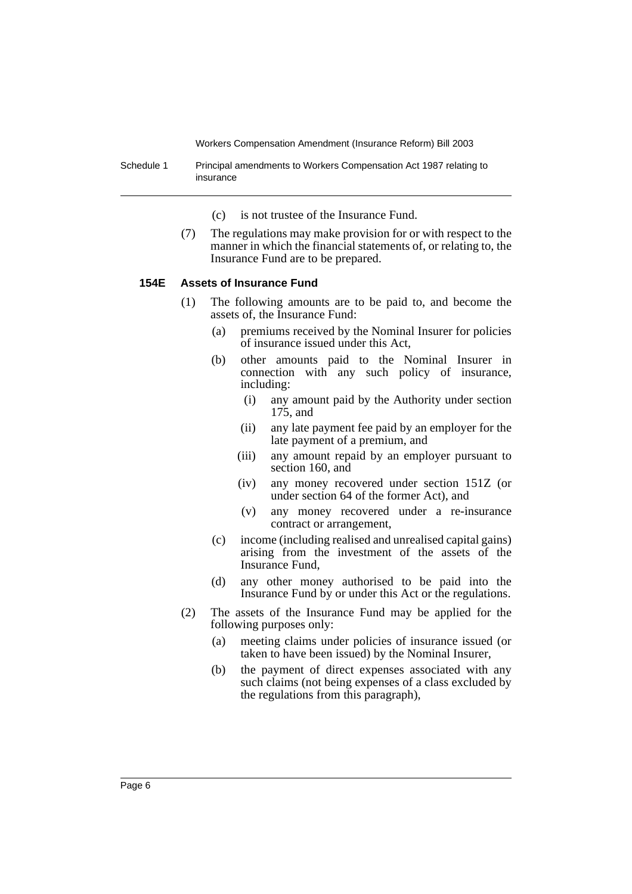(c) is not trustee of the Insurance Fund.

(7) The regulations may make provision for or with respect to the manner in which the financial statements of, or relating to, the Insurance Fund are to be prepared.

### 154E Assets of Insurance Fund

(1) The following amounts are to be paid to, and become the assets of, the Insurance Fund:

- (a) premiums received by the Nominal Insurer for policies of insurance issued under this Act,
- (b) other amounts paid to the Nominal Insurer in connection with any such policy of insurance, including:
  - (i) any amount paid by the Authority under section 175, and
  - (ii) any late payment fee paid by an employer for the late payment of a premium, and
  - (iii) any amount repaid by an employer pursuant to section 160, and
  - (iv) any money recovered under section 151Z (or under section 64 of the former Act), and
  - (v) any money recovered under a re-insurance contract or arrangement,
- (c) income (including realised and unrealised capital gains) arising from the investment of the assets of the Insurance Fund,
- (d) any other money authorised to be paid into the Insurance Fund by or under this Act or the regulations.

(2) The assets of the Insurance Fund may be applied for the following purposes only:

- (a) meeting claims under policies of insurance issued (or taken to have been issued) by the Nominal Insurer,
- (b) the payment of direct expenses associated with any such claims (not being expenses of a class excluded by the regulations from this paragraph),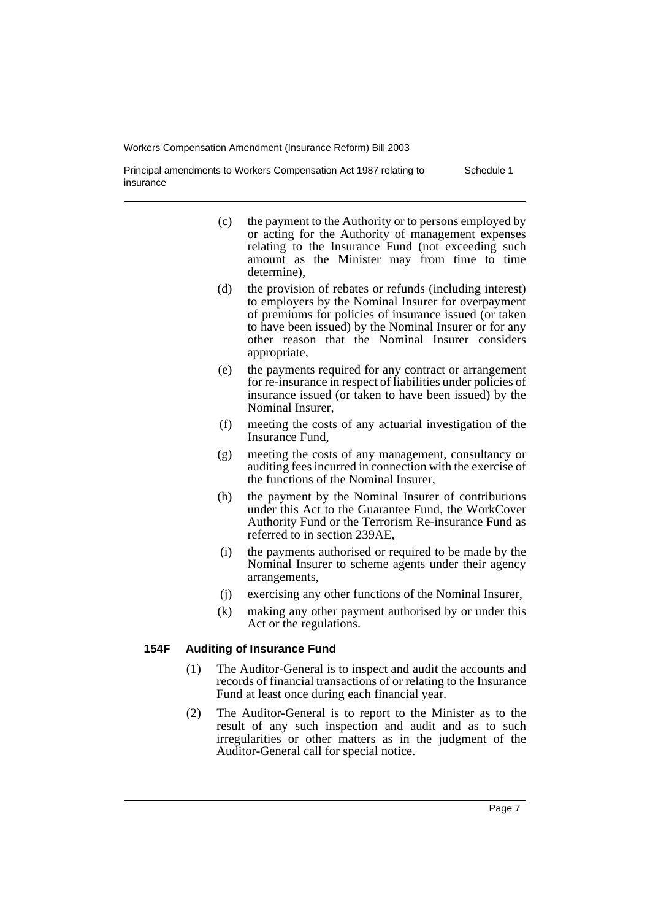(c) the payment to the Authority or to persons employed by or acting for the Authority of management expenses relating to the Insurance Fund (not exceeding such amount as the Minister may from time to time determine),

(d) the provision of rebates or refunds (including interest) to employers by the Nominal Insurer for overpayment of premiums for policies of insurance issued (or taken to have been issued) by the Nominal Insurer or for any other reason that the Nominal Insurer considers appropriate,

(e) the payments required for any contract or arrangement for re-insurance in respect of liabilities under policies of insurance issued (or taken to have been issued) by the Nominal Insurer,

(f) meeting the costs of any actuarial investigation of the Insurance Fund,

(g) meeting the costs of any management, consultancy or auditing fees incurred in connection with the exercise of the functions of the Nominal Insurer,

(h) the payment by the Nominal Insurer of contributions under this Act to the Guarantee Fund, the WorkCover Authority Fund or the Terrorism Re-insurance Fund as referred to in section 239AE,

(i) the payments authorised or required to be made by the Nominal Insurer to scheme agents under their agency arrangements,

(j) exercising any other functions of the Nominal Insurer,

(k) making any other payment authorised by or under this Act or the regulations.

#### 154F Auditing of Insurance Fund

(1) The Auditor-General is to inspect and audit the accounts and records of financial transactions of or relating to the Insurance Fund at least once during each financial year.

(2) The Auditor-General is to report to the Minister as to the result of any such inspection and audit and as to such irregularities or other matters as in the judgment of the Auditor-General call for special notice.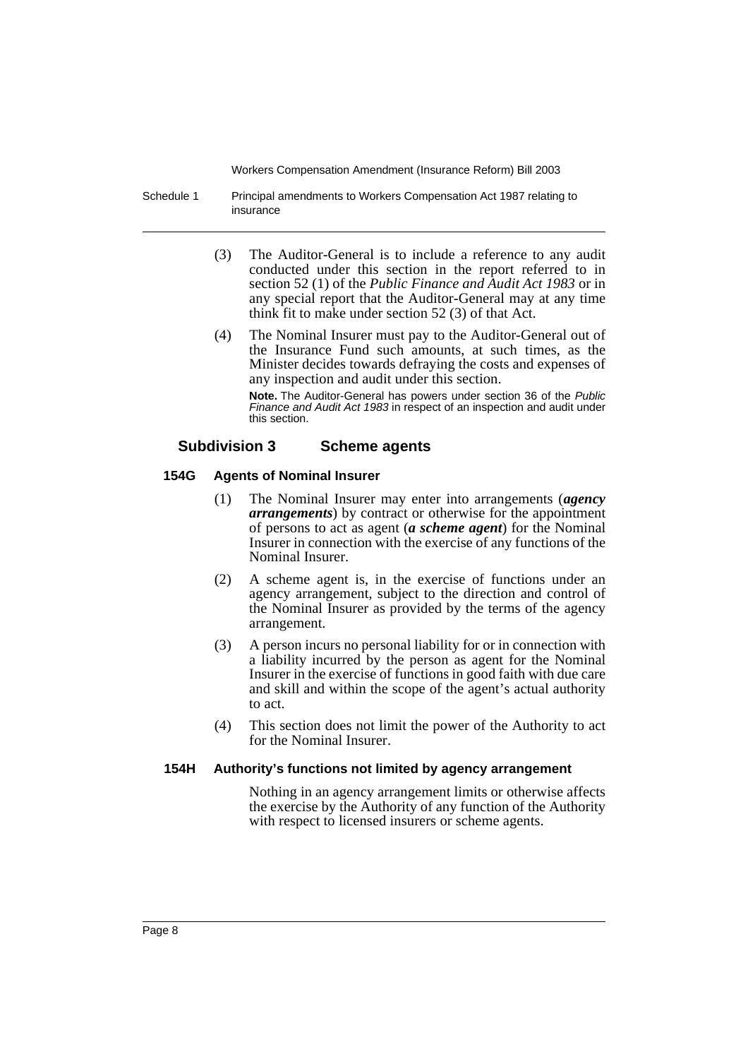(3) The Auditor-General is to include a reference to any audit conducted under this section in the report referred to in section 52 (1) of the *Public Finance and Audit Act 1983* or in any special report that the Auditor-General may at any time think fit to make under section 52 (3) of that Act.

(4) The Nominal Insurer must pay to the Auditor-General out of the Insurance Fund such amounts, at such times, as the Minister decides towards defraying the costs and expenses of any inspection and audit under this section.

**Note.** The Auditor-General has powers under section 36 of the *Public Finance and Audit Act 1983* in respect of an inspection and audit under this section.

## Subdivision 3 Scheme agents

### 154G Agents of Nominal Insurer

(1) The Nominal Insurer may enter into arrangements (***agency arrangements***) by contract or otherwise for the appointment of persons to act as agent (***a scheme agent***) for the Nominal Insurer in connection with the exercise of any functions of the Nominal Insurer.

(2) A scheme agent is, in the exercise of functions under an agency arrangement, subject to the direction and control of the Nominal Insurer as provided by the terms of the agency arrangement.

(3) A person incurs no personal liability for or in connection with a liability incurred by the person as agent for the Nominal Insurer in the exercise of functions in good faith with due care and skill and within the scope of the agent's actual authority to act.

(4) This section does not limit the power of the Authority to act for the Nominal Insurer.

### 154H Authority's functions not limited by agency arrangement

Nothing in an agency arrangement limits or otherwise affects the exercise by the Authority of any function of the Authority with respect to licensed insurers or scheme agents.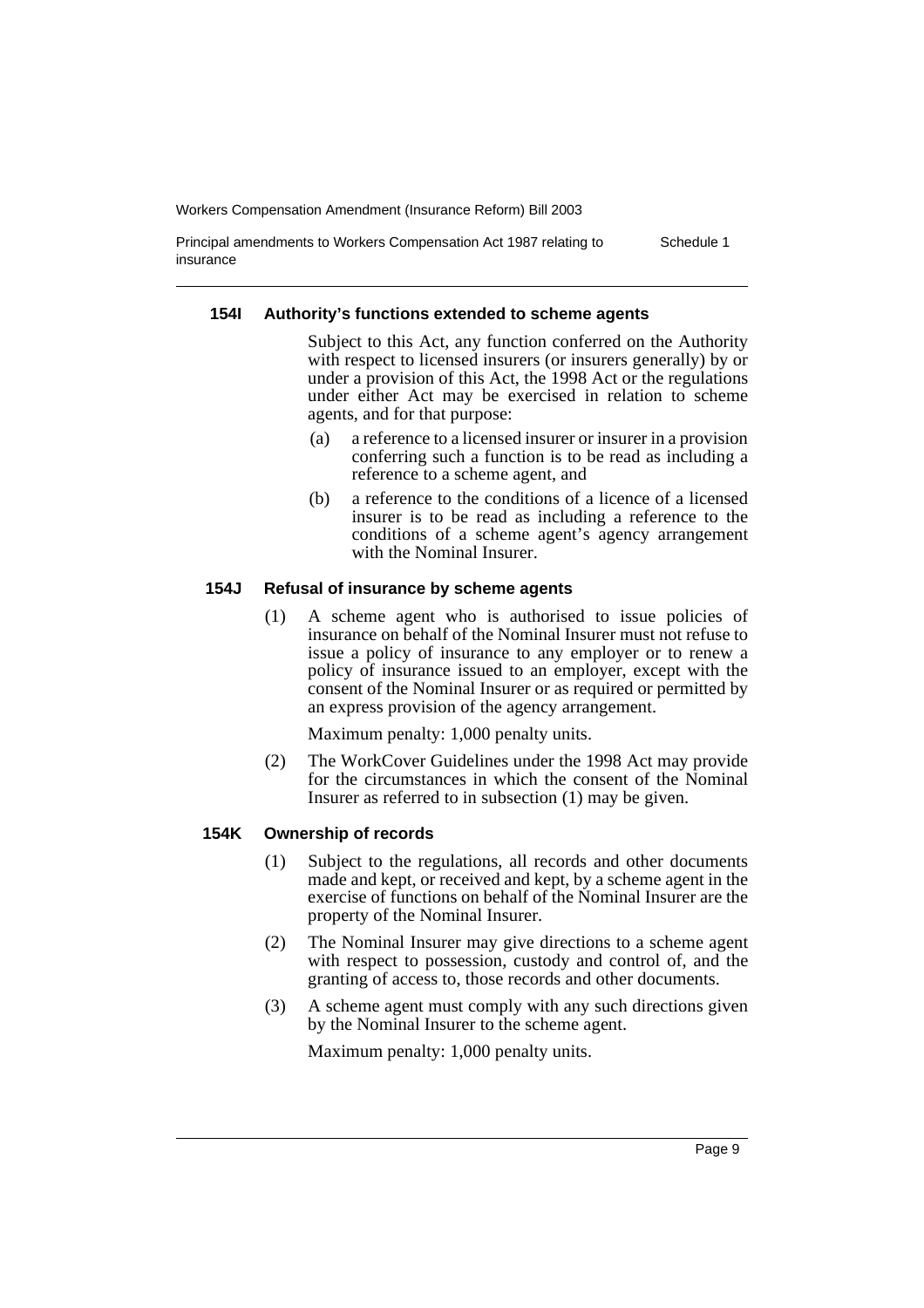#### 154I Authority's functions extended to scheme agents

Subject to this Act, any function conferred on the Authority with respect to licensed insurers (or insurers generally) by or under a provision of this Act, the 1998 Act or the regulations under either Act may be exercised in relation to scheme agents, and for that purpose:

(a) a reference to a licensed insurer or insurer in a provision conferring such a function is to be read as including a reference to a scheme agent, and

(b) a reference to the conditions of a licence of a licensed insurer is to be read as including a reference to the conditions of a scheme agent's agency arrangement with the Nominal Insurer.

#### 154J Refusal of insurance by scheme agents

(1) A scheme agent who is authorised to issue policies of insurance on behalf of the Nominal Insurer must not refuse to issue a policy of insurance to any employer or to renew a policy of insurance issued to an employer, except with the consent of the Nominal Insurer or as required or permitted by an express provision of the agency arrangement.

Maximum penalty: 1,000 penalty units.

(2) The WorkCover Guidelines under the 1998 Act may provide for the circumstances in which the consent of the Nominal Insurer as referred to in subsection (1) may be given.

#### 154K Ownership of records

(1) Subject to the regulations, all records and other documents made and kept, or received and kept, by a scheme agent in the exercise of functions on behalf of the Nominal Insurer are the property of the Nominal Insurer.

(2) The Nominal Insurer may give directions to a scheme agent with respect to possession, custody and control of, and the granting of access to, those records and other documents.

(3) A scheme agent must comply with any such directions given by the Nominal Insurer to the scheme agent.

Maximum penalty: 1,000 penalty units.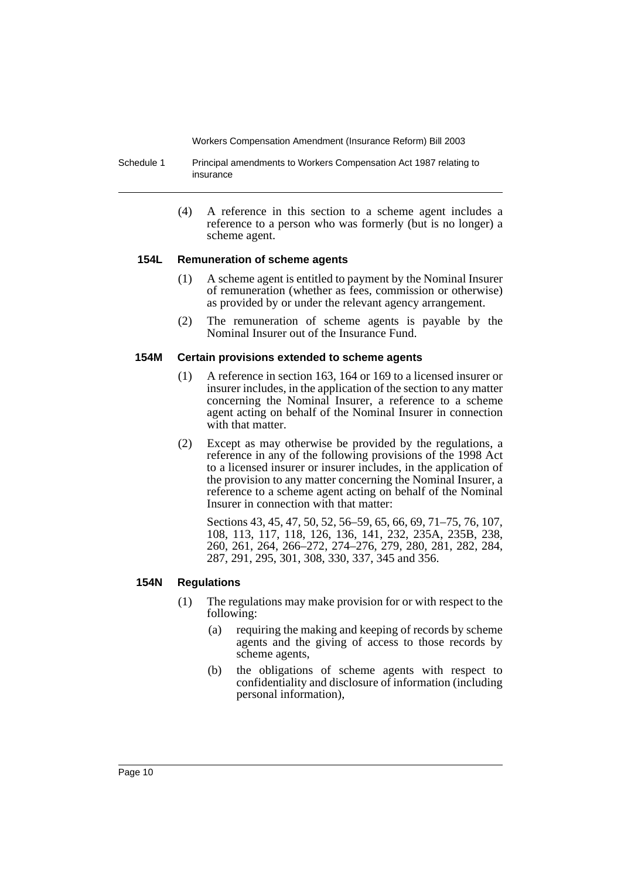(4) A reference in this section to a scheme agent includes a reference to a person who was formerly (but is no longer) a scheme agent.

### 154L Remuneration of scheme agents

(1) A scheme agent is entitled to payment by the Nominal Insurer of remuneration (whether as fees, commission or otherwise) as provided by or under the relevant agency arrangement.

(2) The remuneration of scheme agents is payable by the Nominal Insurer out of the Insurance Fund.

### 154M Certain provisions extended to scheme agents

(1) A reference in section 163, 164 or 169 to a licensed insurer or insurer includes, in the application of the section to any matter concerning the Nominal Insurer, a reference to a scheme agent acting on behalf of the Nominal Insurer in connection with that matter.

(2) Except as may otherwise be provided by the regulations, a reference in any of the following provisions of the 1998 Act to a licensed insurer or insurer includes, in the application of the provision to any matter concerning the Nominal Insurer, a reference to a scheme agent acting on behalf of the Nominal Insurer in connection with that matter:

Sections 43, 45, 47, 50, 52, 56–59, 65, 66, 69, 71–75, 76, 107, 108, 113, 117, 118, 126, 136, 141, 232, 235A, 235B, 238, 260, 261, 264, 266–272, 274–276, 279, 280, 281, 282, 284, 287, 291, 295, 301, 308, 330, 337, 345 and 356.

### 154N Regulations

(1) The regulations may make provision for or with respect to the following:

(a) requiring the making and keeping of records by scheme agents and the giving of access to those records by scheme agents,

(b) the obligations of scheme agents with respect to confidentiality and disclosure of information (including personal information),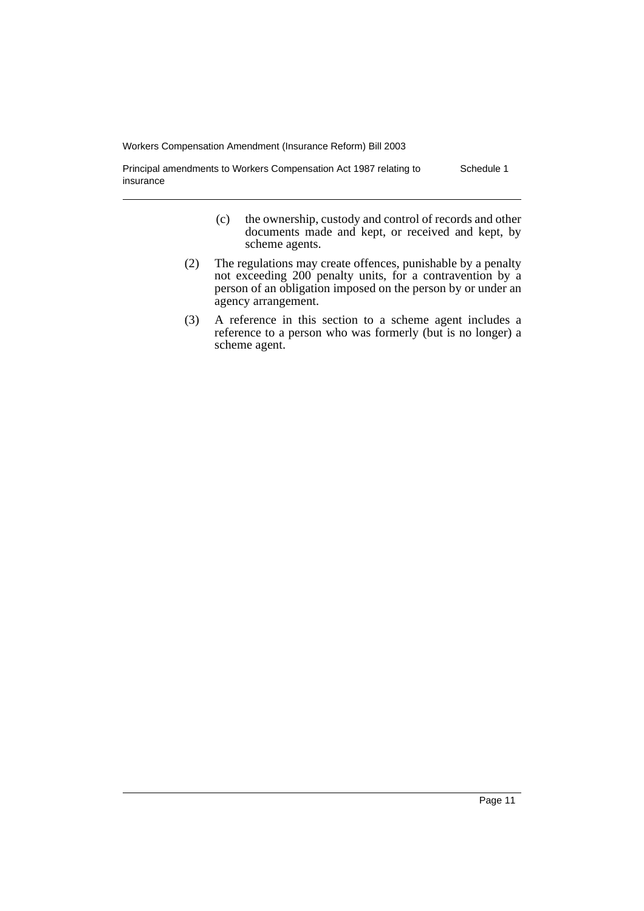(c) the ownership, custody and control of records and other documents made and kept, or received and kept, by scheme agents.

(2) The regulations may create offences, punishable by a penalty not exceeding 200 penalty units, for a contravention by a person of an obligation imposed on the person by or under an agency arrangement.

(3) A reference in this section to a scheme agent includes a reference to a person who was formerly (but is no longer) a scheme agent.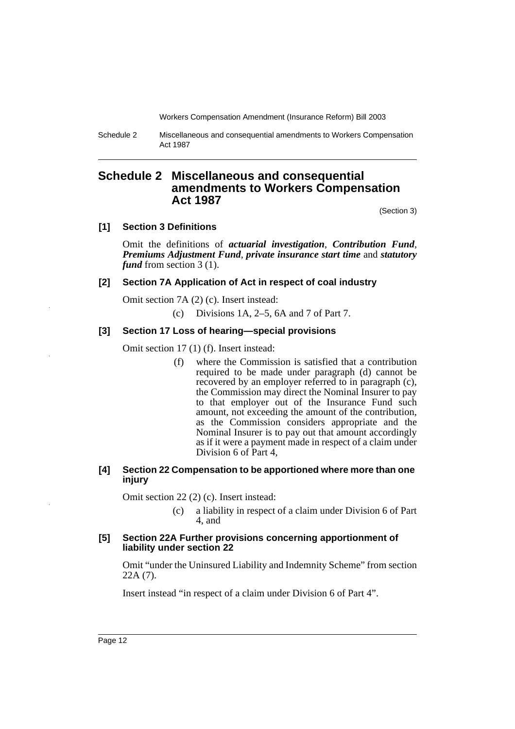# Schedule 2 Miscellaneous and consequential amendments to Workers Compensation Act 1987

(Section 3)

### [1] Section 3 Definitions

Omit the definitions of ***actuarial investigation***, ***Contribution Fund***, ***Premiums Adjustment Fund***, ***private insurance start time*** and ***statutory fund*** from section 3 (1).

### [2] Section 7A Application of Act in respect of coal industry

Omit section 7A (2) (c). Insert instead:

> (c) Divisions 1A, 2–5, 6A and 7 of Part 7.

### [3] Section 17 Loss of hearing—special provisions

Omit section 17 (1) (f). Insert instead:

> (f) where the Commission is satisfied that a contribution required to be made under paragraph (d) cannot be recovered by an employer referred to in paragraph (c), the Commission may direct the Nominal Insurer to pay to that employer out of the Insurance Fund such amount, not exceeding the amount of the contribution, as the Commission considers appropriate and the Nominal Insurer is to pay out that amount accordingly as if it were a payment made in respect of a claim under Division 6 of Part 4,

### [4] Section 22 Compensation to be apportioned where more than one injury

Omit section 22 (2) (c). Insert instead:

> (c) a liability in respect of a claim under Division 6 of Part 4, and

### [5] Section 22A Further provisions concerning apportionment of liability under section 22

Omit "under the Uninsured Liability and Indemnity Scheme" from section 22A (7).

Insert instead "in respect of a claim under Division 6 of Part 4".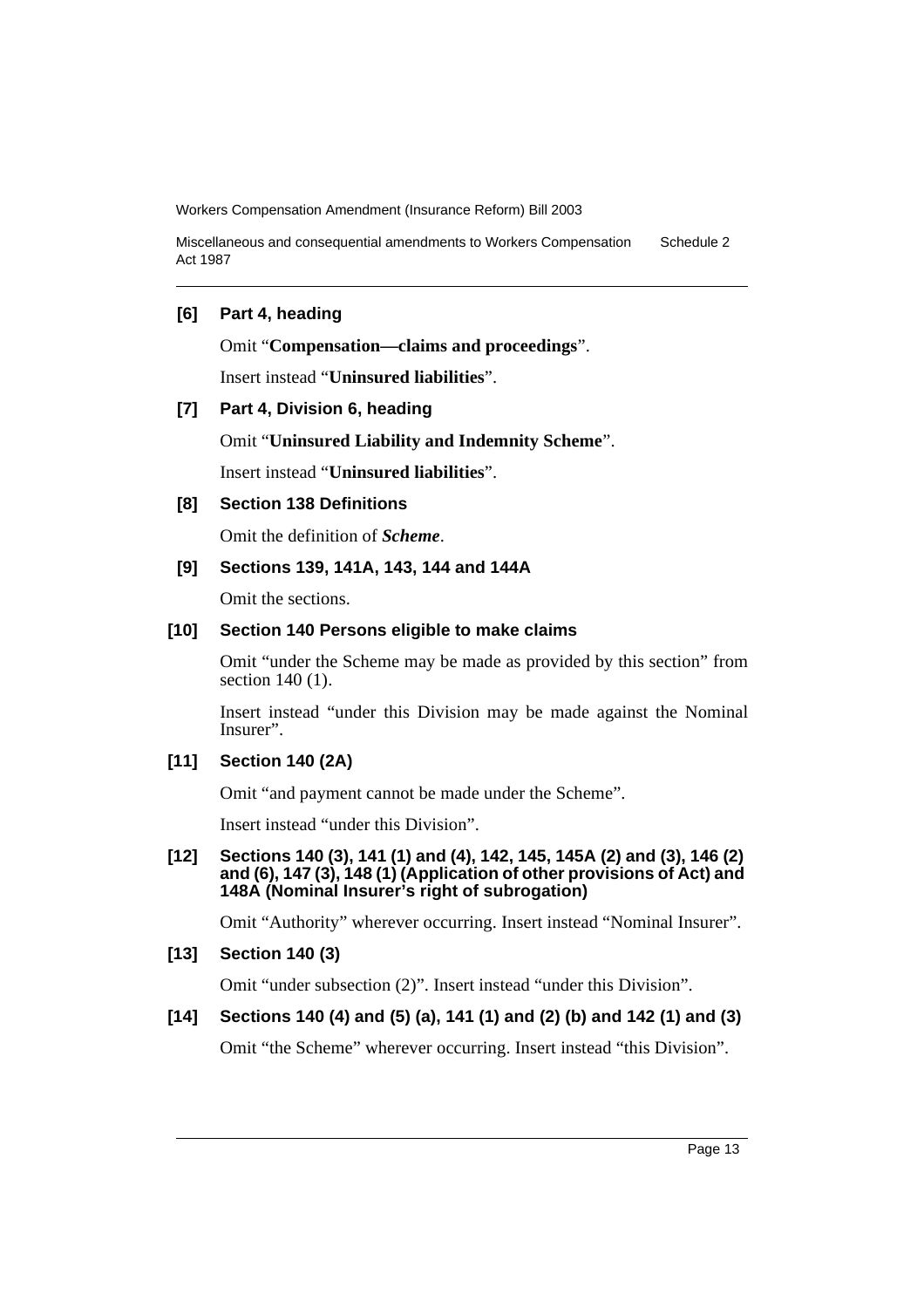### [6] Part 4, heading

Omit "**Compensation—claims and proceedings**".

Insert instead "**Uninsured liabilities**".

### [7] Part 4, Division 6, heading

Omit "**Uninsured Liability and Indemnity Scheme**".

Insert instead "**Uninsured liabilities**".

### [8] Section 138 Definitions

Omit the definition of ***Scheme***.

### [9] Sections 139, 141A, 143, 144 and 144A

Omit the sections.

### [10] Section 140 Persons eligible to make claims

Omit "under the Scheme may be made as provided by this section" from section 140 (1).

Insert instead "under this Division may be made against the Nominal Insurer".

### [11] Section 140 (2A)

Omit "and payment cannot be made under the Scheme".

Insert instead "under this Division".

### [12] Sections 140 (3), 141 (1) and (4), 142, 145, 145A (2) and (3), 146 (2) and (6), 147 (3), 148 (1) (Application of other provisions of Act) and 148A (Nominal Insurer's right of subrogation)

Omit "Authority" wherever occurring. Insert instead "Nominal Insurer".

### [13] Section 140 (3)

Omit "under subsection (2)". Insert instead "under this Division".

### [14] Sections 140 (4) and (5) (a), 141 (1) and (2) (b) and 142 (1) and (3)

Omit "the Scheme" wherever occurring. Insert instead "this Division".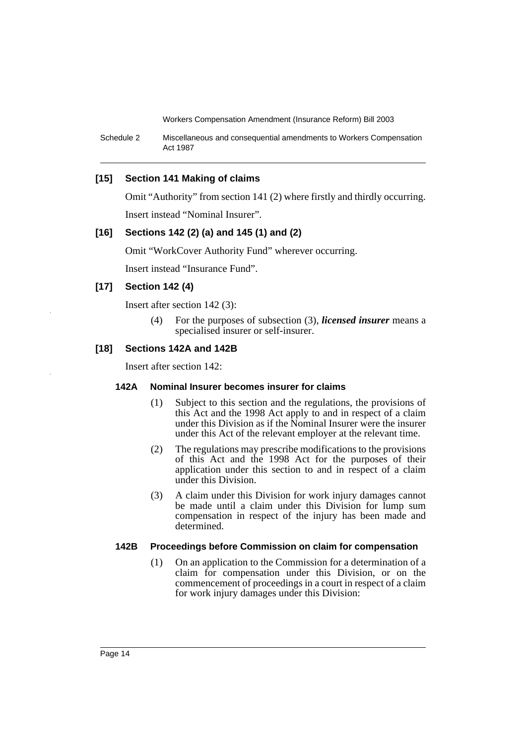### [15] Section 141 Making of claims

Omit "Authority" from section 141 (2) where firstly and thirdly occurring.

Insert instead "Nominal Insurer".

### [16] Sections 142 (2) (a) and 145 (1) and (2)

Omit "WorkCover Authority Fund" wherever occurring.

Insert instead "Insurance Fund".

### [17] Section 142 (4)

Insert after section 142 (3):

> (4) For the purposes of subsection (3), ***licensed insurer*** means a specialised insurer or self-insurer.

### [18] Sections 142A and 142B

Insert after section 142:

#### 142A Nominal Insurer becomes insurer for claims

(1) Subject to this section and the regulations, the provisions of this Act and the 1998 Act apply to and in respect of a claim under this Division as if the Nominal Insurer were the insurer under this Act of the relevant employer at the relevant time.

(2) The regulations may prescribe modifications to the provisions of this Act and the 1998 Act for the purposes of their application under this section to and in respect of a claim under this Division.

(3) A claim under this Division for work injury damages cannot be made until a claim under this Division for lump sum compensation in respect of the injury has been made and determined.

#### 142B Proceedings before Commission on claim for compensation

(1) On an application to the Commission for a determination of a claim for compensation under this Division, or on the commencement of proceedings in a court in respect of a claim for work injury damages under this Division: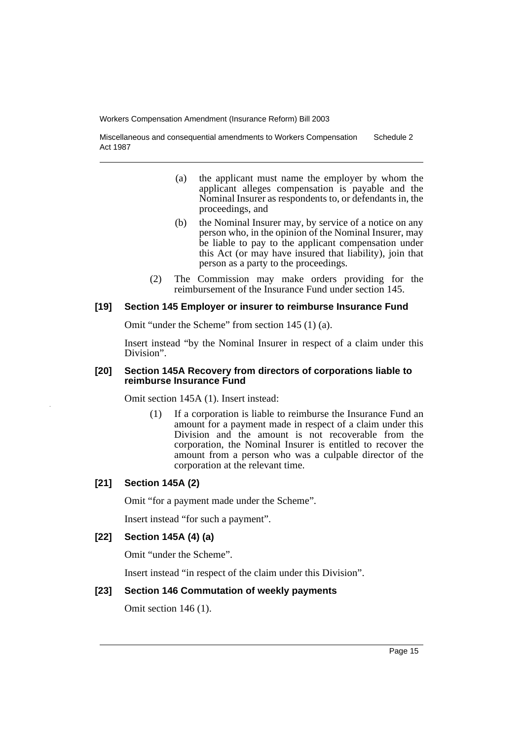(a) the applicant must name the employer by whom the applicant alleges compensation is payable and the Nominal Insurer as respondents to, or defendants in, the proceedings, and

(b) the Nominal Insurer may, by service of a notice on any person who, in the opinion of the Nominal Insurer, may be liable to pay to the applicant compensation under this Act (or may have insured that liability), join that person as a party to the proceedings.

(2) The Commission may make orders providing for the reimbursement of the Insurance Fund under section 145.

**[19] Section 145 Employer or insurer to reimburse Insurance Fund**

Omit "under the Scheme" from section 145 (1) (a).

Insert instead "by the Nominal Insurer in respect of a claim under this Division".

**[20] Section 145A Recovery from directors of corporations liable to reimburse Insurance Fund**

Omit section 145A (1). Insert instead:

(1) If a corporation is liable to reimburse the Insurance Fund an amount for a payment made in respect of a claim under this Division and the amount is not recoverable from the corporation, the Nominal Insurer is entitled to recover the amount from a person who was a culpable director of the corporation at the relevant time.

**[21] Section 145A (2)**

Omit "for a payment made under the Scheme".

Insert instead "for such a payment".

**[22] Section 145A (4) (a)**

Omit "under the Scheme".

Insert instead "in respect of the claim under this Division".

**[23] Section 146 Commutation of weekly payments**

Omit section 146 (1).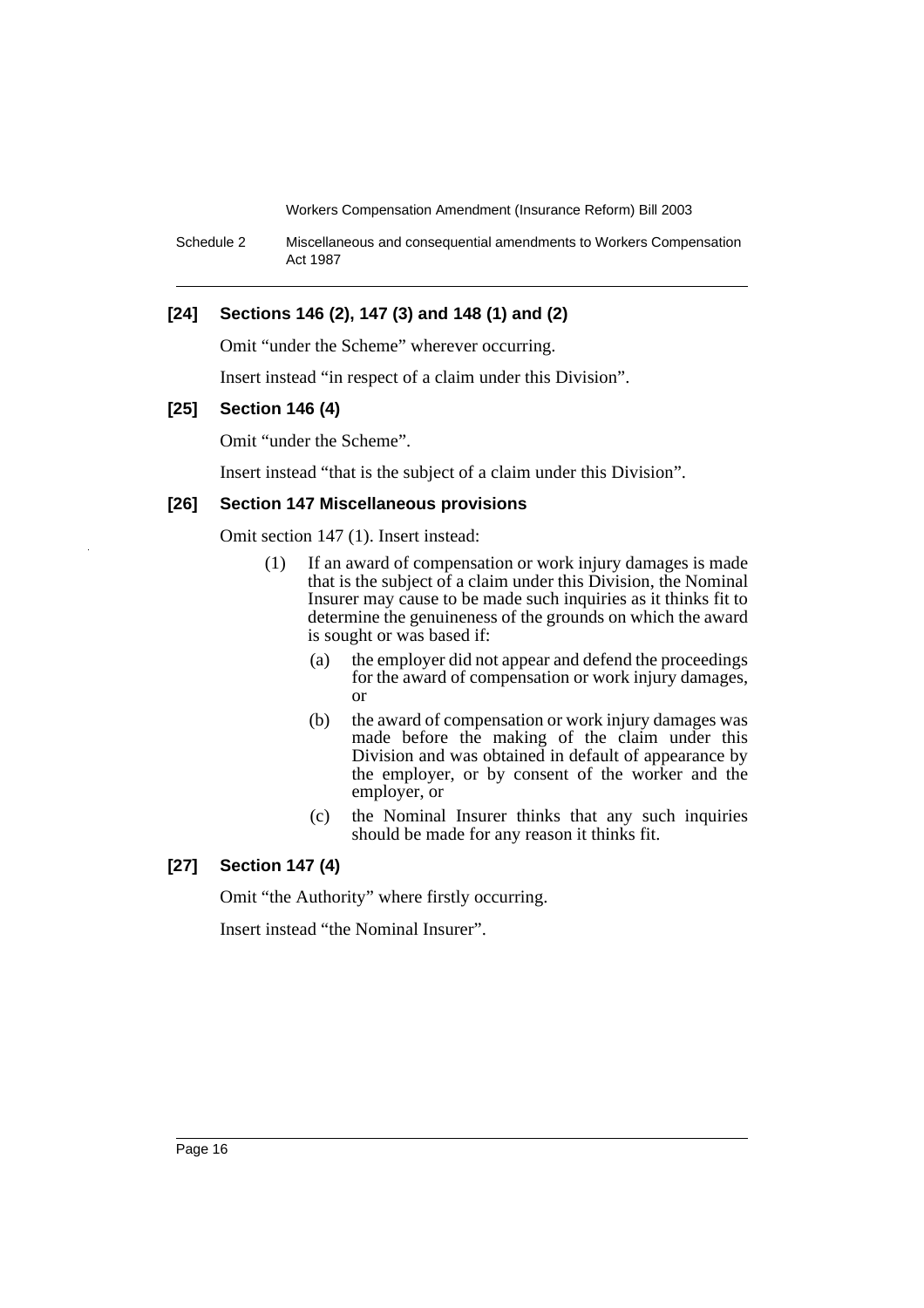### [24] Sections 146 (2), 147 (3) and 148 (1) and (2)

Omit "under the Scheme" wherever occurring.

Insert instead "in respect of a claim under this Division".

### [25] Section 146 (4)

Omit "under the Scheme".

Insert instead "that is the subject of a claim under this Division".

### [26] Section 147 Miscellaneous provisions

Omit section 147 (1). Insert instead:

(1) If an award of compensation or work injury damages is made that is the subject of a claim under this Division, the Nominal Insurer may cause to be made such inquiries as it thinks fit to determine the genuineness of the grounds on which the award is sought or was based if:

- (a) the employer did not appear and defend the proceedings for the award of compensation or work injury damages, or
- (b) the award of compensation or work injury damages was made before the making of the claim under this Division and was obtained in default of appearance by the employer, or by consent of the worker and the employer, or
- (c) the Nominal Insurer thinks that any such inquiries should be made for any reason it thinks fit.

### [27] Section 147 (4)

Omit "the Authority" where firstly occurring.

Insert instead "the Nominal Insurer".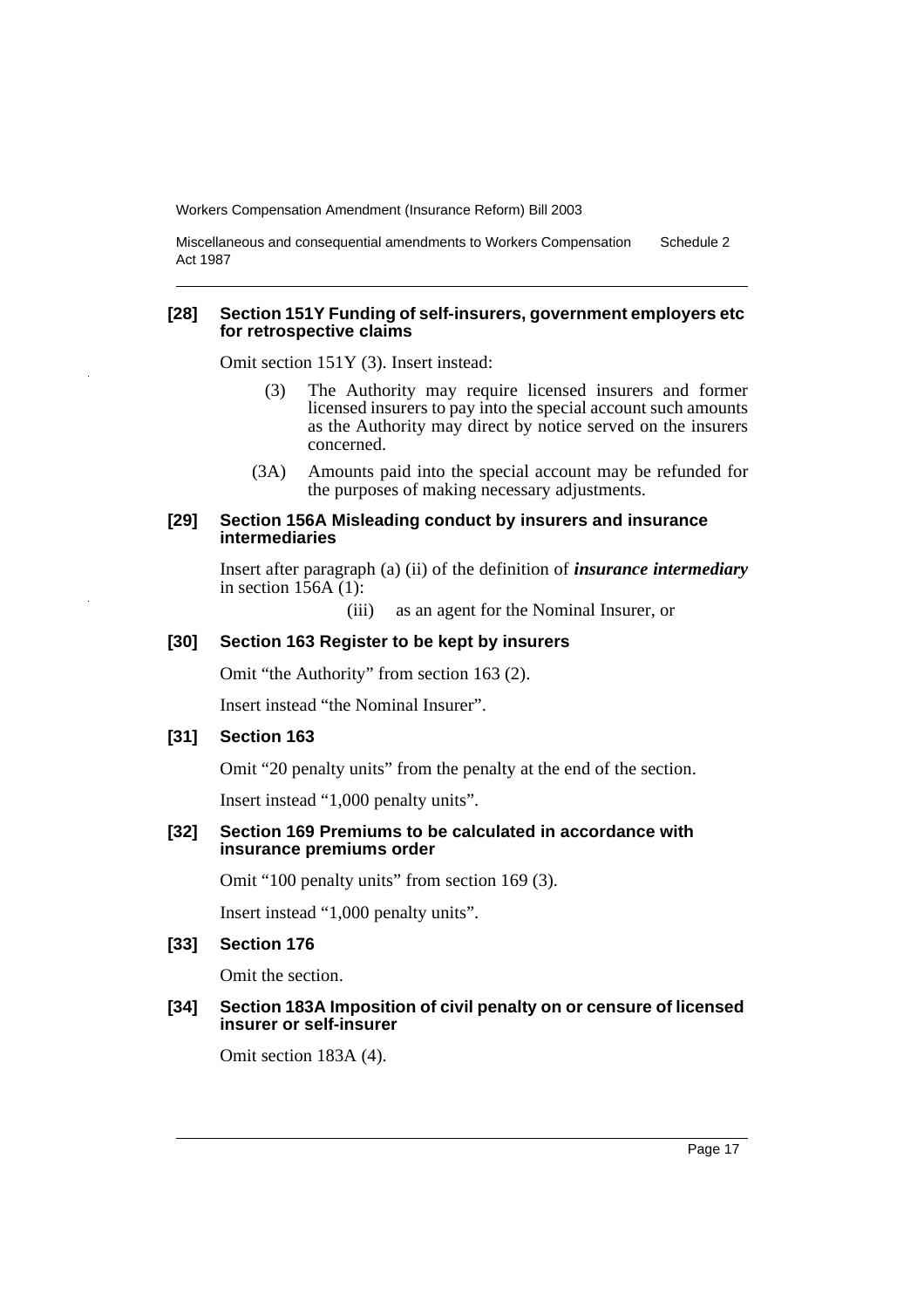**[28] Section 151Y Funding of self-insurers, government employers etc for retrospective claims**

Omit section 151Y (3). Insert instead:

> (3) The Authority may require licensed insurers and former licensed insurers to pay into the special account such amounts as the Authority may direct by notice served on the insurers concerned.
>
> (3A) Amounts paid into the special account may be refunded for the purposes of making necessary adjustments.

**[29] Section 156A Misleading conduct by insurers and insurance intermediaries**

Insert after paragraph (a) (ii) of the definition of ***insurance intermediary*** in section 156A (1):

> (iii) as an agent for the Nominal Insurer, or

**[30] Section 163 Register to be kept by insurers**

Omit "the Authority" from section 163 (2).

Insert instead "the Nominal Insurer".

**[31] Section 163**

Omit "20 penalty units" from the penalty at the end of the section.

Insert instead "1,000 penalty units".

**[32] Section 169 Premiums to be calculated in accordance with insurance premiums order**

Omit "100 penalty units" from section 169 (3).

Insert instead "1,000 penalty units".

**[33] Section 176**

Omit the section.

**[34] Section 183A Imposition of civil penalty on or censure of licensed insurer or self-insurer**

Omit section 183A (4).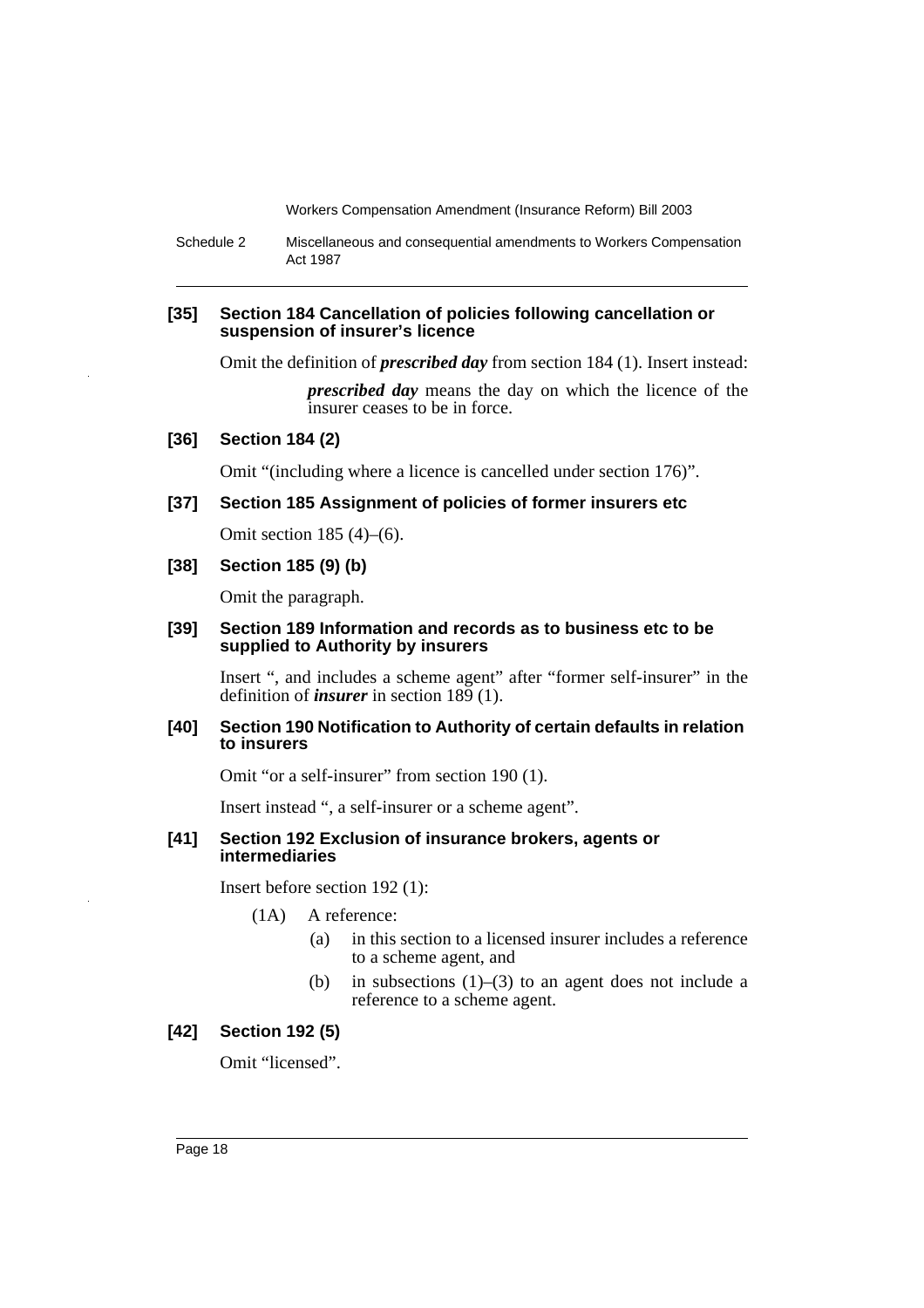**[35] Section 184 Cancellation of policies following cancellation or suspension of insurer's licence**

Omit the definition of ***prescribed day*** from section 184 (1). Insert instead:

> ***prescribed day*** means the day on which the licence of the insurer ceases to be in force.

**[36] Section 184 (2)**

Omit "(including where a licence is cancelled under section 176)".

**[37] Section 185 Assignment of policies of former insurers etc**

Omit section 185 (4)–(6).

**[38] Section 185 (9) (b)**

Omit the paragraph.

**[39] Section 189 Information and records as to business etc to be supplied to Authority by insurers**

Insert ", and includes a scheme agent" after "former self-insurer" in the definition of ***insurer*** in section 189 (1).

**[40] Section 190 Notification to Authority of certain defaults in relation to insurers**

Omit "or a self-insurer" from section 190 (1).

Insert instead ", a self-insurer or a scheme agent".

**[41] Section 192 Exclusion of insurance brokers, agents or intermediaries**

Insert before section 192 (1):

(1A) A reference:

- (a) in this section to a licensed insurer includes a reference to a scheme agent, and
- (b) in subsections (1)–(3) to an agent does not include a reference to a scheme agent.

**[42] Section 192 (5)**

Omit "licensed".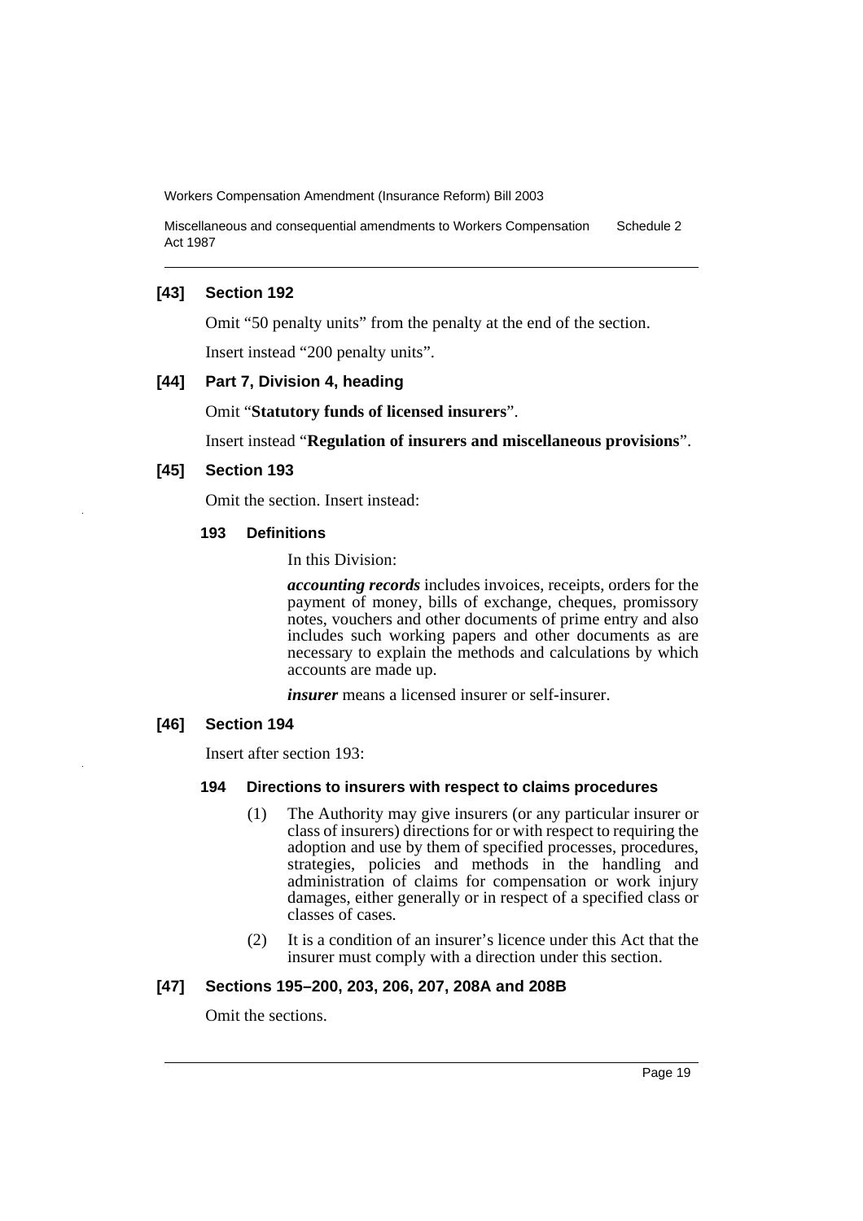### [43] Section 192

Omit "50 penalty units" from the penalty at the end of the section.

Insert instead "200 penalty units".

### [44] Part 7, Division 4, heading

Omit "**Statutory funds of licensed insurers**".

Insert instead "**Regulation of insurers and miscellaneous provisions**".

### [45] Section 193

Omit the section. Insert instead:

#### 193 Definitions

In this Division:

***accounting records*** includes invoices, receipts, orders for the payment of money, bills of exchange, cheques, promissory notes, vouchers and other documents of prime entry and also includes such working papers and other documents as are necessary to explain the methods and calculations by which accounts are made up.

***insurer*** means a licensed insurer or self-insurer.

### [46] Section 194

Insert after section 193:

#### 194 Directions to insurers with respect to claims procedures

(1) The Authority may give insurers (or any particular insurer or class of insurers) directions for or with respect to requiring the adoption and use by them of specified processes, procedures, strategies, policies and methods in the handling and administration of claims for compensation or work injury damages, either generally or in respect of a specified class or classes of cases.

(2) It is a condition of an insurer's licence under this Act that the insurer must comply with a direction under this section.

### [47] Sections 195–200, 203, 206, 207, 208A and 208B

Omit the sections.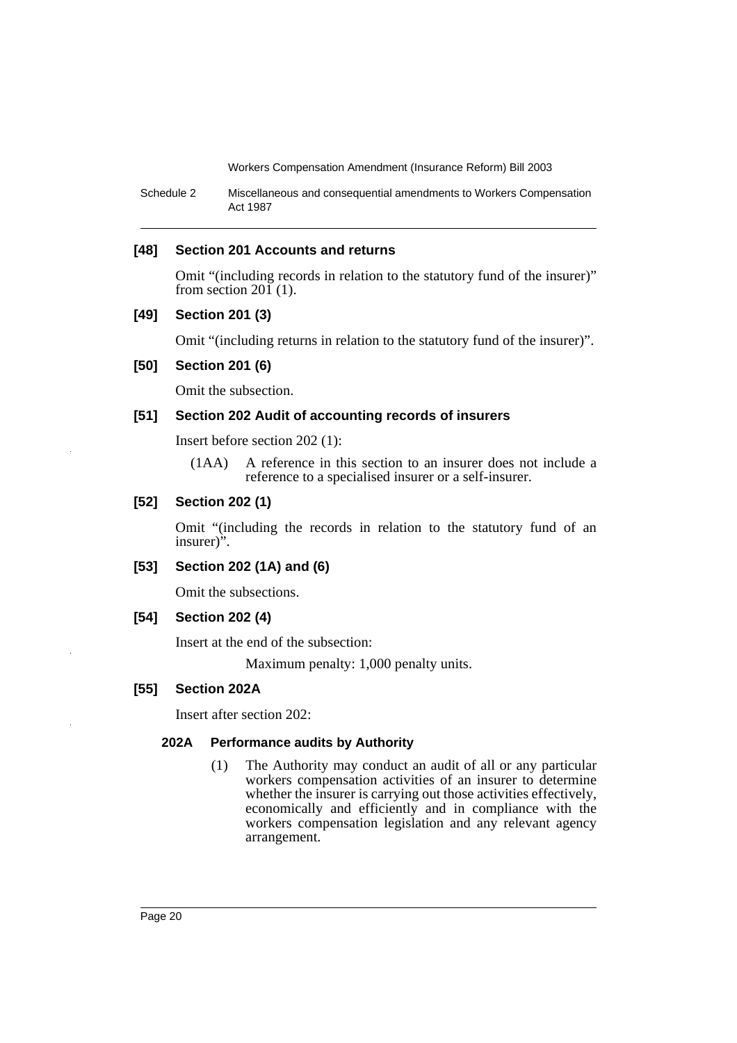### [48] Section 201 Accounts and returns

Omit "(including records in relation to the statutory fund of the insurer)" from section 201 (1).

### [49] Section 201 (3)

Omit "(including returns in relation to the statutory fund of the insurer)".

### [50] Section 201 (6)

Omit the subsection.

### [51] Section 202 Audit of accounting records of insurers

Insert before section 202 (1):

> (1AA) A reference in this section to an insurer does not include a reference to a specialised insurer or a self-insurer.

### [52] Section 202 (1)

Omit "(including the records in relation to the statutory fund of an insurer)".

### [53] Section 202 (1A) and (6)

Omit the subsections.

### [54] Section 202 (4)

Insert at the end of the subsection:

> Maximum penalty: 1,000 penalty units.

### [55] Section 202A

Insert after section 202:

#### 202A Performance audits by Authority

> (1) The Authority may conduct an audit of all or any particular workers compensation activities of an insurer to determine whether the insurer is carrying out those activities effectively, economically and efficiently and in compliance with the workers compensation legislation and any relevant agency arrangement.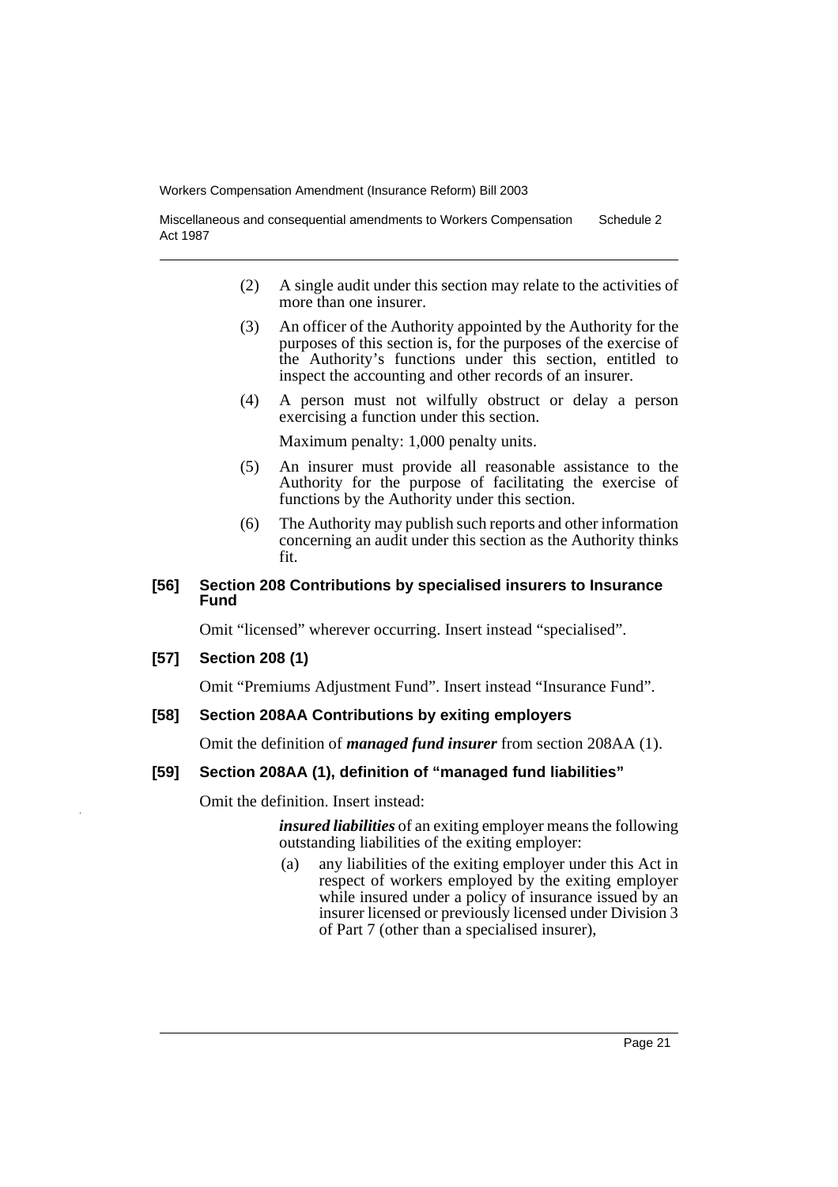(2) A single audit under this section may relate to the activities of more than one insurer.

(3) An officer of the Authority appointed by the Authority for the purposes of this section is, for the purposes of the exercise of the Authority's functions under this section, entitled to inspect the accounting and other records of an insurer.

(4) A person must not wilfully obstruct or delay a person exercising a function under this section.

Maximum penalty: 1,000 penalty units.

(5) An insurer must provide all reasonable assistance to the Authority for the purpose of facilitating the exercise of functions by the Authority under this section.

(6) The Authority may publish such reports and other information concerning an audit under this section as the Authority thinks fit.

#### [56] Section 208 Contributions by specialised insurers to Insurance Fund

Omit "licensed" wherever occurring. Insert instead "specialised".

#### [57] Section 208 (1)

Omit "Premiums Adjustment Fund". Insert instead "Insurance Fund".

#### [58] Section 208AA Contributions by exiting employers

Omit the definition of ***managed fund insurer*** from section 208AA (1).

#### [59] Section 208AA (1), definition of "managed fund liabilities"

Omit the definition. Insert instead:

***insured liabilities*** of an exiting employer means the following outstanding liabilities of the exiting employer:

(a) any liabilities of the exiting employer under this Act in respect of workers employed by the exiting employer while insured under a policy of insurance issued by an insurer licensed or previously licensed under Division 3 of Part 7 (other than a specialised insurer),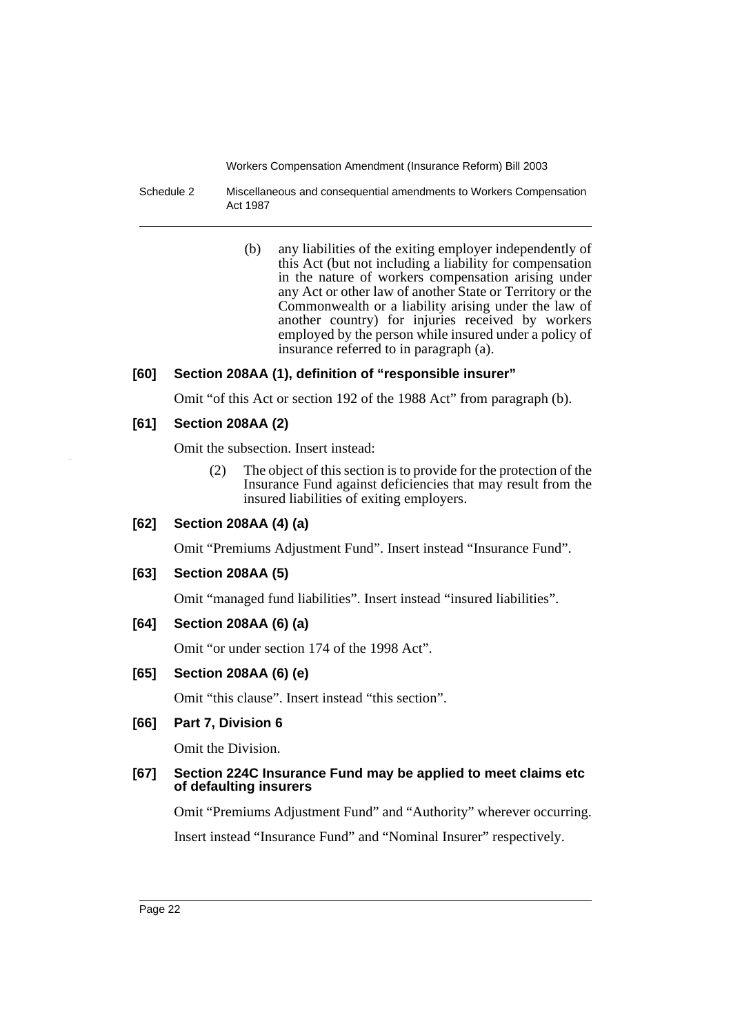(b) any liabilities of the exiting employer independently of this Act (but not including a liability for compensation in the nature of workers compensation arising under any Act or other law of another State or Territory or the Commonwealth or a liability arising under the law of another country) for injuries received by workers employed by the person while insured under a policy of insurance referred to in paragraph (a).

### [60] Section 208AA (1), definition of "responsible insurer"

Omit "of this Act or section 192 of the 1988 Act" from paragraph (b).

### [61] Section 208AA (2)

Omit the subsection. Insert instead:

> (2) The object of this section is to provide for the protection of the Insurance Fund against deficiencies that may result from the insured liabilities of exiting employers.

### [62] Section 208AA (4) (a)

Omit "Premiums Adjustment Fund". Insert instead "Insurance Fund".

### [63] Section 208AA (5)

Omit "managed fund liabilities". Insert instead "insured liabilities".

### [64] Section 208AA (6) (a)

Omit "or under section 174 of the 1998 Act".

### [65] Section 208AA (6) (e)

Omit "this clause". Insert instead "this section".

### [66] Part 7, Division 6

Omit the Division.

### [67] Section 224C Insurance Fund may be applied to meet claims etc of defaulting insurers

Omit "Premiums Adjustment Fund" and "Authority" wherever occurring.

Insert instead "Insurance Fund" and "Nominal Insurer" respectively.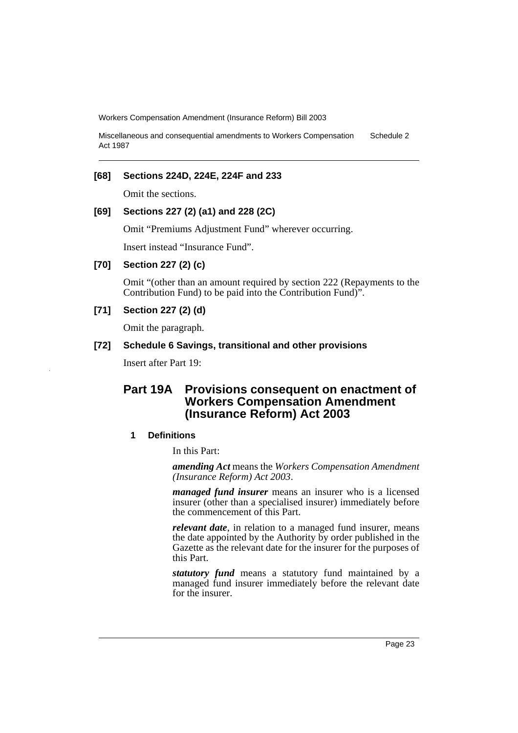### [68] Sections 224D, 224E, 224F and 233

Omit the sections.

### [69] Sections 227 (2) (a1) and 228 (2C)

Omit "Premiums Adjustment Fund" wherever occurring.

Insert instead "Insurance Fund".

### [70] Section 227 (2) (c)

Omit "(other than an amount required by section 222 (Repayments to the Contribution Fund) to be paid into the Contribution Fund)".

### [71] Section 227 (2) (d)

Omit the paragraph.

### [72] Schedule 6 Savings, transitional and other provisions

Insert after Part 19:

## Part 19A Provisions consequent on enactment of Workers Compensation Amendment (Insurance Reform) Act 2003

#### 1 Definitions

In this Part:

***amending Act*** means the *Workers Compensation Amendment (Insurance Reform) Act 2003*.

***managed fund insurer*** means an insurer who is a licensed insurer (other than a specialised insurer) immediately before the commencement of this Part.

***relevant date***, in relation to a managed fund insurer, means the date appointed by the Authority by order published in the Gazette as the relevant date for the insurer for the purposes of this Part.

***statutory fund*** means a statutory fund maintained by a managed fund insurer immediately before the relevant date for the insurer.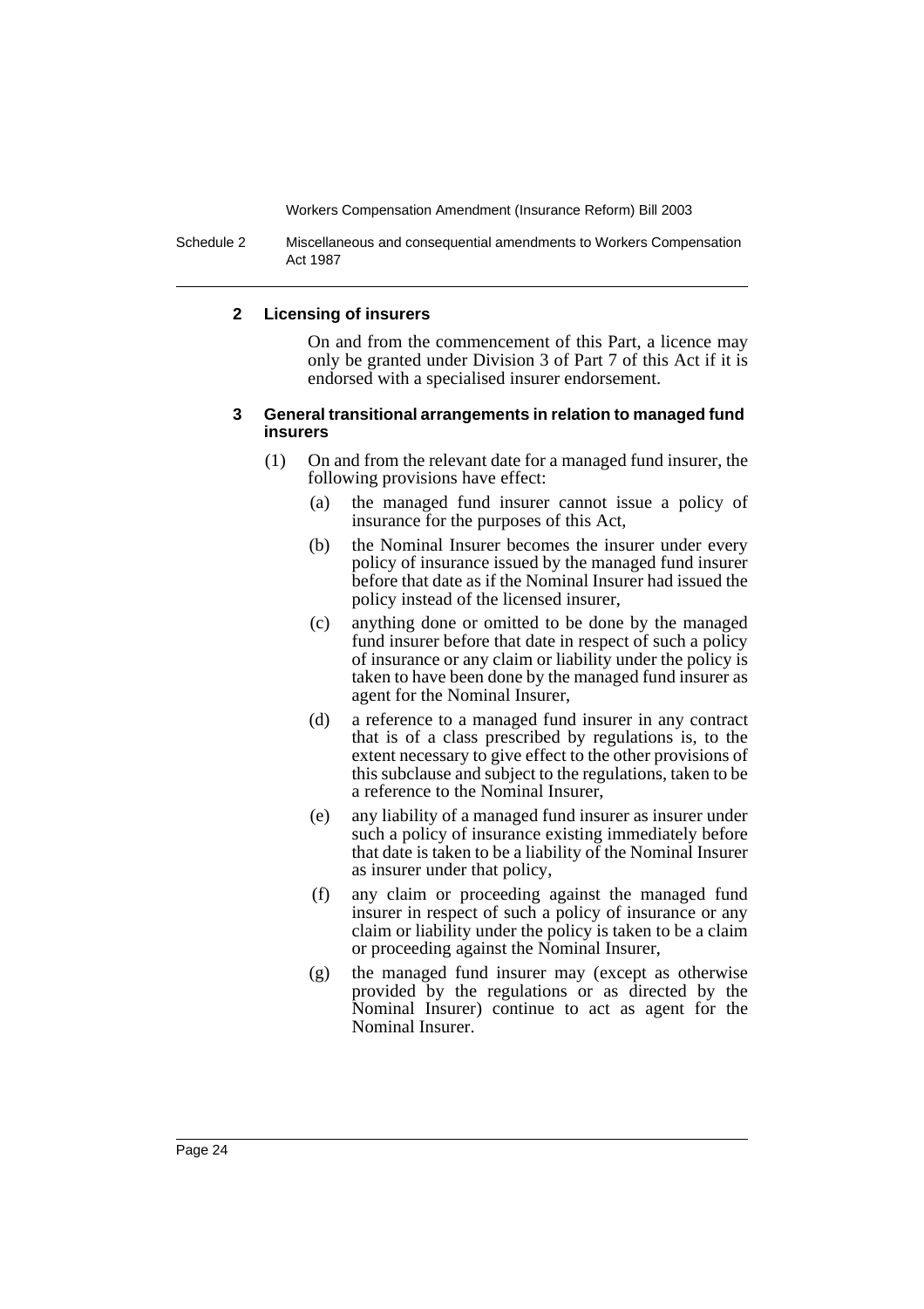**2 Licensing of insurers**

On and from the commencement of this Part, a licence may only be granted under Division 3 of Part 7 of this Act if it is endorsed with a specialised insurer endorsement.

**3 General transitional arrangements in relation to managed fund insurers**

(1) On and from the relevant date for a managed fund insurer, the following provisions have effect:

(a) the managed fund insurer cannot issue a policy of insurance for the purposes of this Act,

(b) the Nominal Insurer becomes the insurer under every policy of insurance issued by the managed fund insurer before that date as if the Nominal Insurer had issued the policy instead of the licensed insurer,

(c) anything done or omitted to be done by the managed fund insurer before that date in respect of such a policy of insurance or any claim or liability under the policy is taken to have been done by the managed fund insurer as agent for the Nominal Insurer,

(d) a reference to a managed fund insurer in any contract that is of a class prescribed by regulations is, to the extent necessary to give effect to the other provisions of this subclause and subject to the regulations, taken to be a reference to the Nominal Insurer,

(e) any liability of a managed fund insurer as insurer under such a policy of insurance existing immediately before that date is taken to be a liability of the Nominal Insurer as insurer under that policy,

(f) any claim or proceeding against the managed fund insurer in respect of such a policy of insurance or any claim or liability under the policy is taken to be a claim or proceeding against the Nominal Insurer,

(g) the managed fund insurer may (except as otherwise provided by the regulations or as directed by the Nominal Insurer) continue to act as agent for the Nominal Insurer.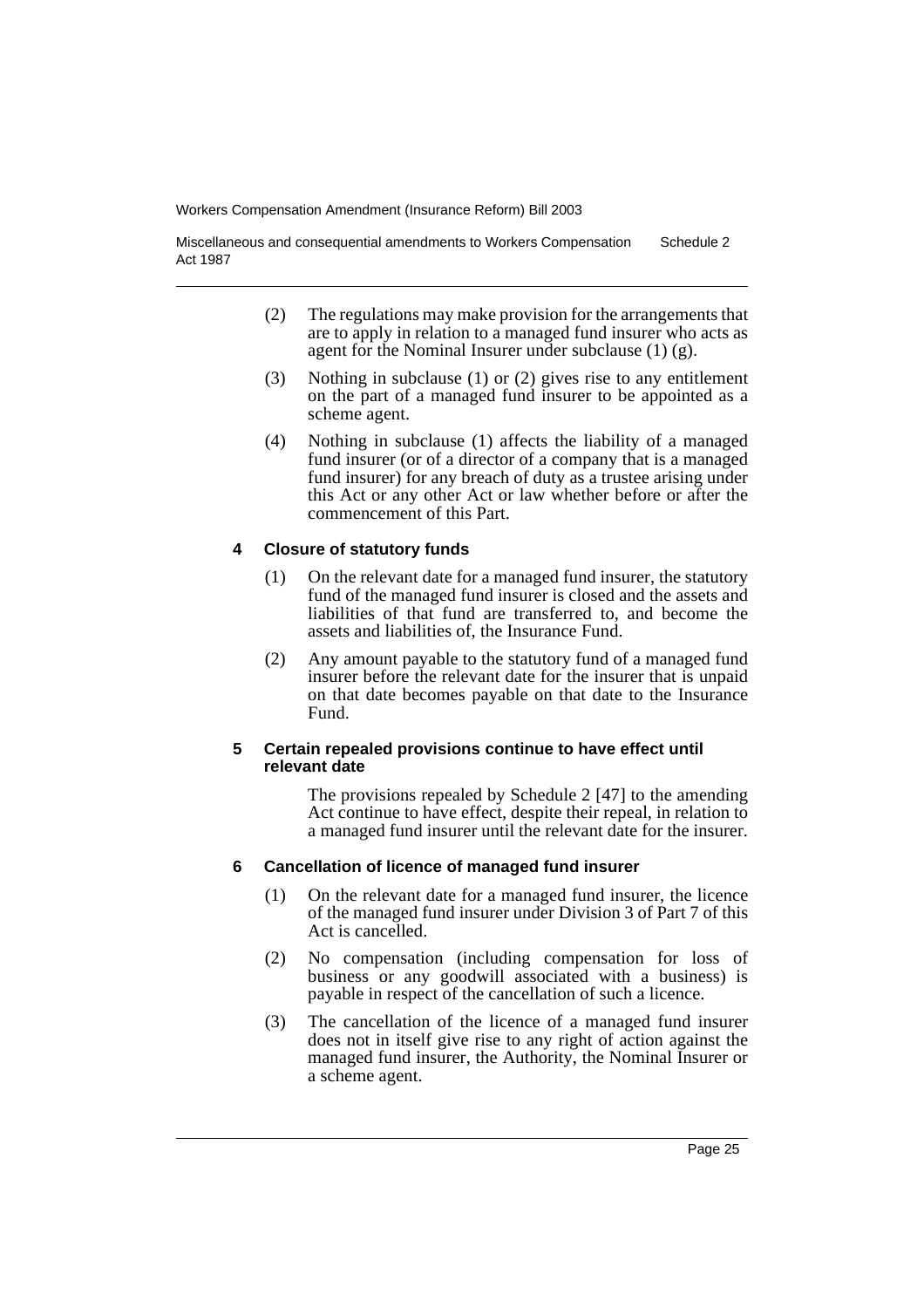(2) The regulations may make provision for the arrangements that are to apply in relation to a managed fund insurer who acts as agent for the Nominal Insurer under subclause (1) (g).

(3) Nothing in subclause (1) or (2) gives rise to any entitlement on the part of a managed fund insurer to be appointed as a scheme agent.

(4) Nothing in subclause (1) affects the liability of a managed fund insurer (or of a director of a company that is a managed fund insurer) for any breach of duty as a trustee arising under this Act or any other Act or law whether before or after the commencement of this Part.

**4 Closure of statutory funds**

(1) On the relevant date for a managed fund insurer, the statutory fund of the managed fund insurer is closed and the assets and liabilities of that fund are transferred to, and become the assets and liabilities of, the Insurance Fund.

(2) Any amount payable to the statutory fund of a managed fund insurer before the relevant date for the insurer that is unpaid on that date becomes payable on that date to the Insurance Fund.

**5 Certain repealed provisions continue to have effect until relevant date**

The provisions repealed by Schedule 2 [47] to the amending Act continue to have effect, despite their repeal, in relation to a managed fund insurer until the relevant date for the insurer.

**6 Cancellation of licence of managed fund insurer**

(1) On the relevant date for a managed fund insurer, the licence of the managed fund insurer under Division 3 of Part 7 of this Act is cancelled.

(2) No compensation (including compensation for loss of business or any goodwill associated with a business) is payable in respect of the cancellation of such a licence.

(3) The cancellation of the licence of a managed fund insurer does not in itself give rise to any right of action against the managed fund insurer, the Authority, the Nominal Insurer or a scheme agent.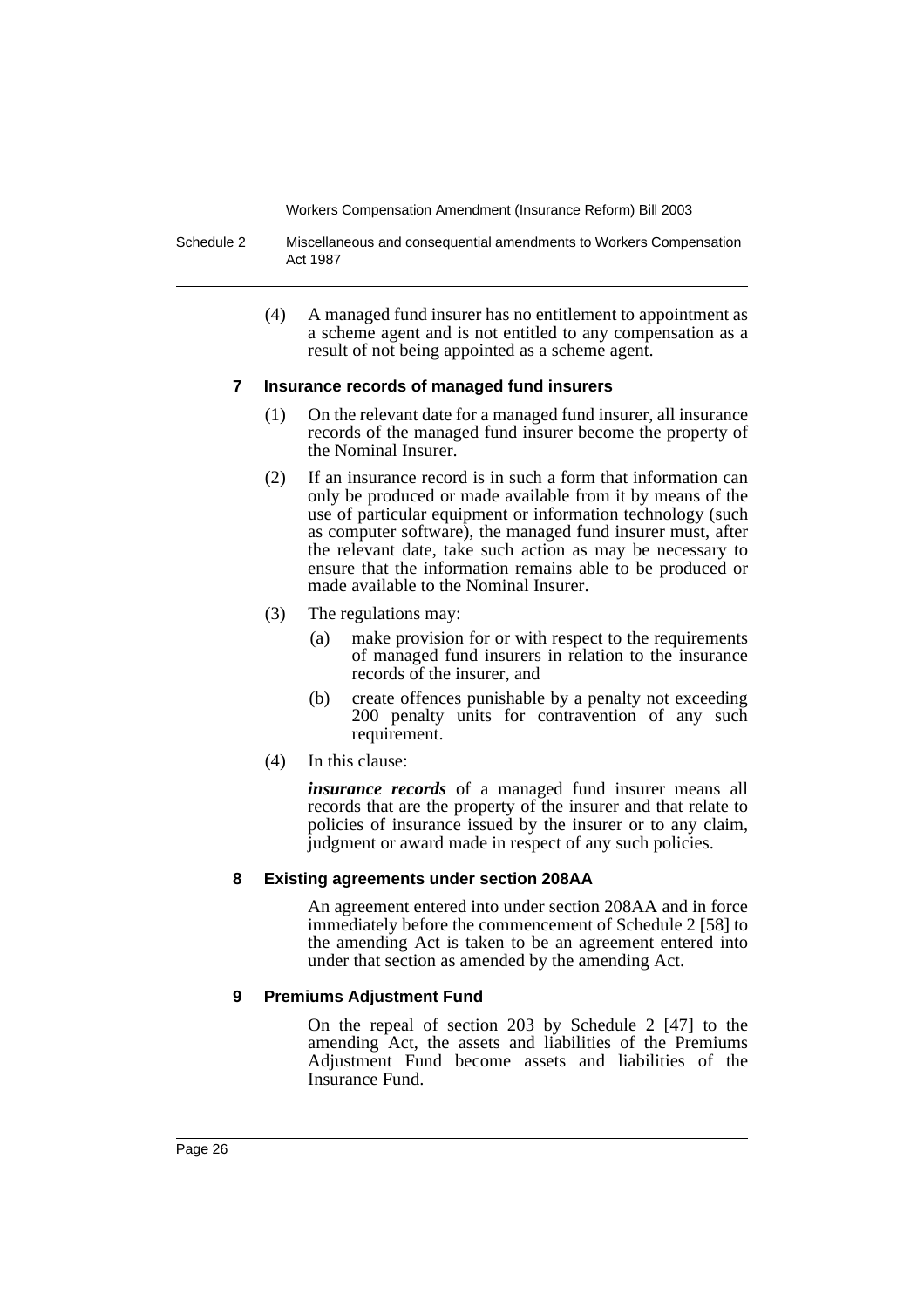(4) A managed fund insurer has no entitlement to appointment as a scheme agent and is not entitled to any compensation as a result of not being appointed as a scheme agent.

### 7 Insurance records of managed fund insurers

(1) On the relevant date for a managed fund insurer, all insurance records of the managed fund insurer become the property of the Nominal Insurer.

(2) If an insurance record is in such a form that information can only be produced or made available from it by means of the use of particular equipment or information technology (such as computer software), the managed fund insurer must, after the relevant date, take such action as may be necessary to ensure that the information remains able to be produced or made available to the Nominal Insurer.

(3) The regulations may:

(a) make provision for or with respect to the requirements of managed fund insurers in relation to the insurance records of the insurer, and

(b) create offences punishable by a penalty not exceeding 200 penalty units for contravention of any such requirement.

(4) In this clause:

***insurance records*** of a managed fund insurer means all records that are the property of the insurer and that relate to policies of insurance issued by the insurer or to any claim, judgment or award made in respect of any such policies.

### 8 Existing agreements under section 208AA

An agreement entered into under section 208AA and in force immediately before the commencement of Schedule 2 [58] to the amending Act is taken to be an agreement entered into under that section as amended by the amending Act.

### 9 Premiums Adjustment Fund

On the repeal of section 203 by Schedule 2 [47] to the amending Act, the assets and liabilities of the Premiums Adjustment Fund become assets and liabilities of the Insurance Fund.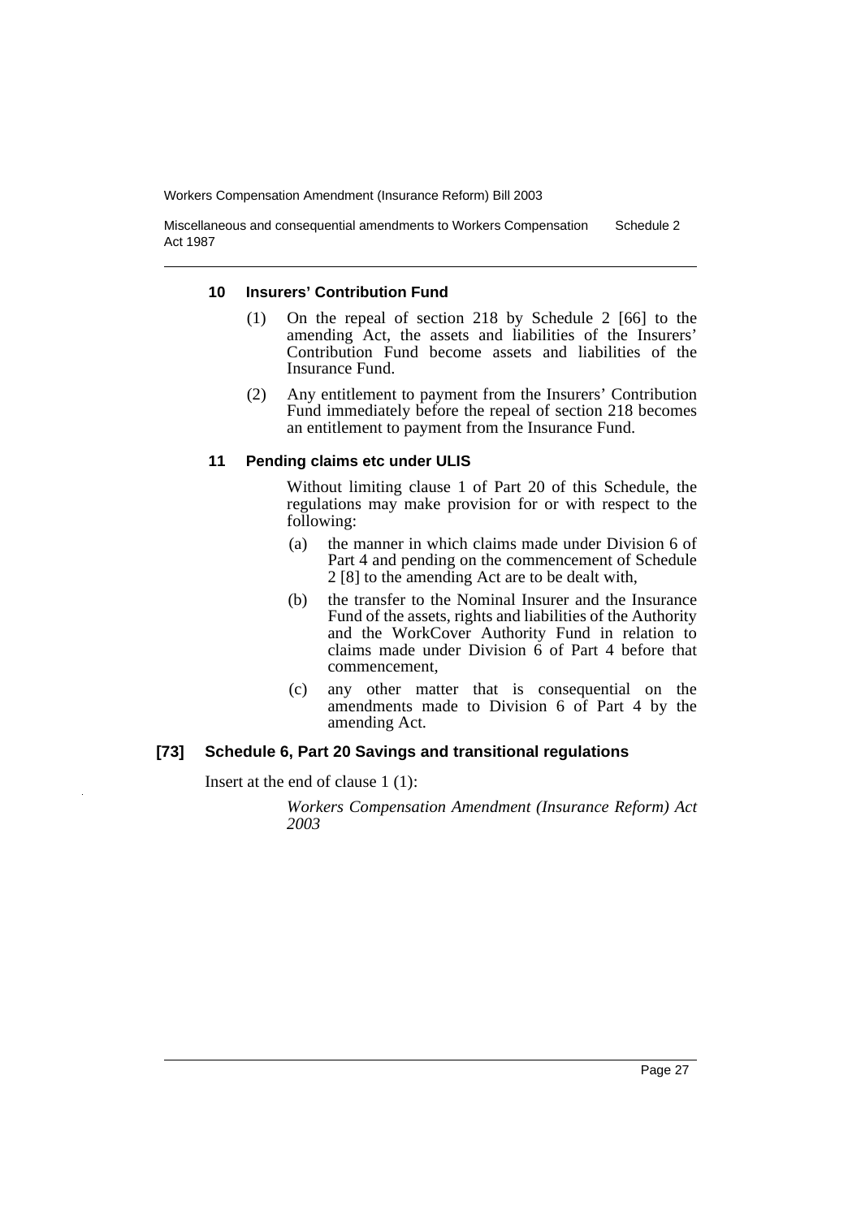#### 10 Insurers' Contribution Fund

(1) On the repeal of section 218 by Schedule 2 [66] to the amending Act, the assets and liabilities of the Insurers' Contribution Fund become assets and liabilities of the Insurance Fund.

(2) Any entitlement to payment from the Insurers' Contribution Fund immediately before the repeal of section 218 becomes an entitlement to payment from the Insurance Fund.

#### 11 Pending claims etc under ULIS

Without limiting clause 1 of Part 20 of this Schedule, the regulations may make provision for or with respect to the following:

(a) the manner in which claims made under Division 6 of Part 4 and pending on the commencement of Schedule 2 [8] to the amending Act are to be dealt with,

(b) the transfer to the Nominal Insurer and the Insurance Fund of the assets, rights and liabilities of the Authority and the WorkCover Authority Fund in relation to claims made under Division 6 of Part 4 before that commencement,

(c) any other matter that is consequential on the amendments made to Division 6 of Part 4 by the amending Act.

### [73] Schedule 6, Part 20 Savings and transitional regulations

Insert at the end of clause 1 (1):

*Workers Compensation Amendment (Insurance Reform) Act 2003*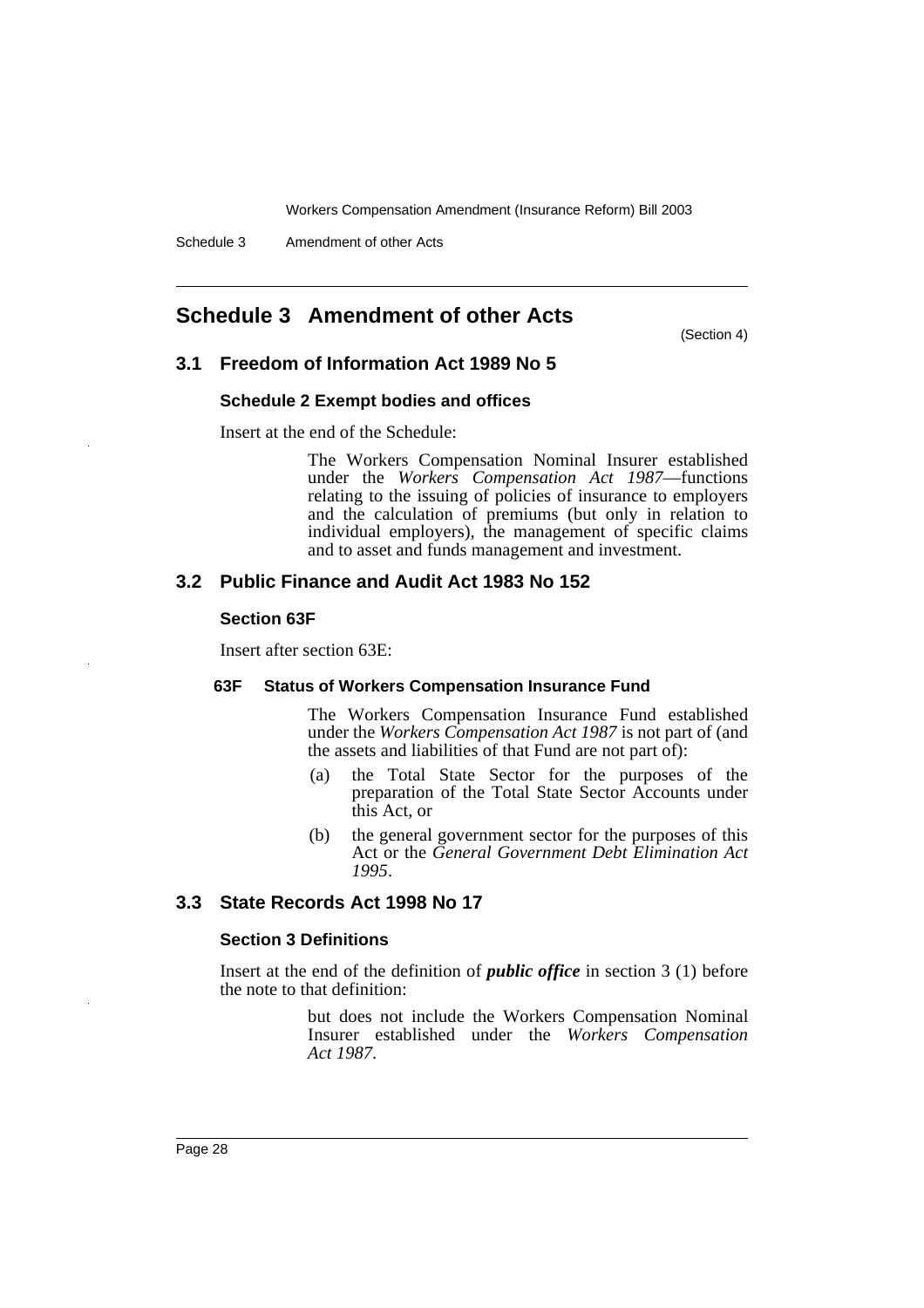# Schedule 3 Amendment of other Acts

(Section 4)

## 3.1 Freedom of Information Act 1989 No 5

### Schedule 2 Exempt bodies and offices

Insert at the end of the Schedule:

> The Workers Compensation Nominal Insurer established under the *Workers Compensation Act 1987*—functions relating to the issuing of policies of insurance to employers and the calculation of premiums (but only in relation to individual employers), the management of specific claims and to asset and funds management and investment.

## 3.2 Public Finance and Audit Act 1983 No 152

### Section 63F

Insert after section 63E:

#### 63F Status of Workers Compensation Insurance Fund

> The Workers Compensation Insurance Fund established under the *Workers Compensation Act 1987* is not part of (and the assets and liabilities of that Fund are not part of):
>
> (a) the Total State Sector for the purposes of the preparation of the Total State Sector Accounts under this Act, or
>
> (b) the general government sector for the purposes of this Act or the *General Government Debt Elimination Act 1995*.

## 3.3 State Records Act 1998 No 17

### Section 3 Definitions

Insert at the end of the definition of ***public office*** in section 3 (1) before the note to that definition:

> but does not include the Workers Compensation Nominal Insurer established under the *Workers Compensation Act 1987*.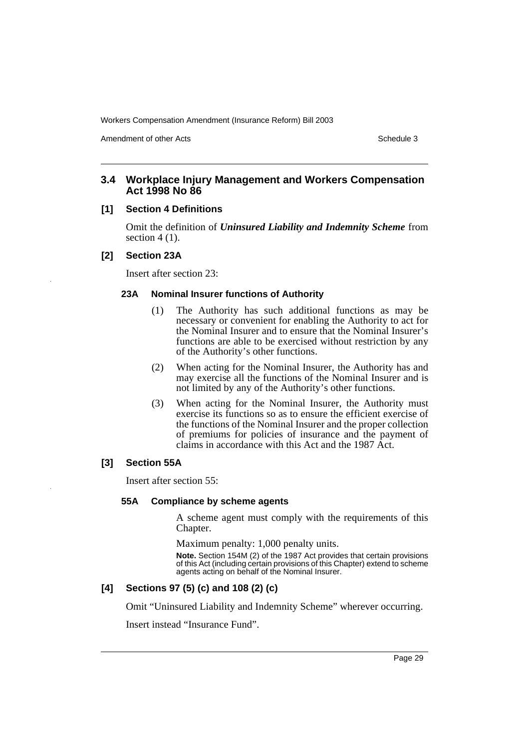## 3.4 Workplace Injury Management and Workers Compensation Act 1998 No 86

### [1] Section 4 Definitions

Omit the definition of ***Uninsured Liability and Indemnity Scheme*** from section 4 (1).

### [2] Section 23A

Insert after section 23:

#### 23A Nominal Insurer functions of Authority

(1) The Authority has such additional functions as may be necessary or convenient for enabling the Authority to act for the Nominal Insurer and to ensure that the Nominal Insurer's functions are able to be exercised without restriction by any of the Authority's other functions.

(2) When acting for the Nominal Insurer, the Authority has and may exercise all the functions of the Nominal Insurer and is not limited by any of the Authority's other functions.

(3) When acting for the Nominal Insurer, the Authority must exercise its functions so as to ensure the efficient exercise of the functions of the Nominal Insurer and the proper collection of premiums for policies of insurance and the payment of claims in accordance with this Act and the 1987 Act.

### [3] Section 55A

Insert after section 55:

#### 55A Compliance by scheme agents

A scheme agent must comply with the requirements of this Chapter.

Maximum penalty: 1,000 penalty units.

**Note.** Section 154M (2) of the 1987 Act provides that certain provisions of this Act (including certain provisions of this Chapter) extend to scheme agents acting on behalf of the Nominal Insurer.

### [4] Sections 97 (5) (c) and 108 (2) (c)

Omit "Uninsured Liability and Indemnity Scheme" wherever occurring.

Insert instead "Insurance Fund".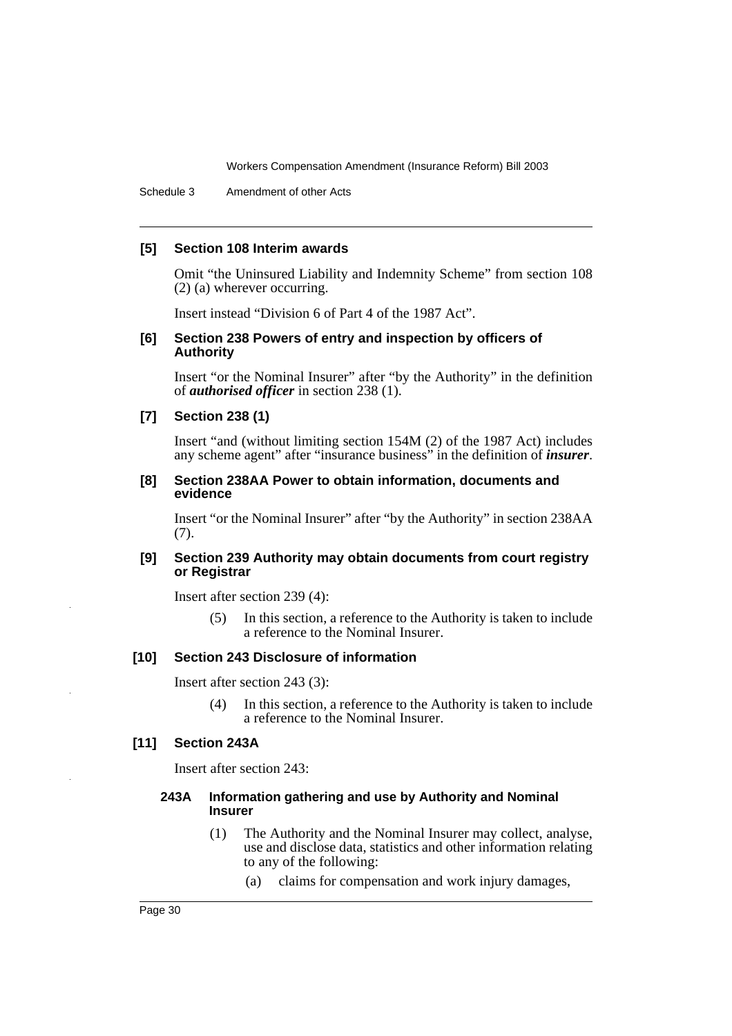**[5] Section 108 Interim awards**

Omit "the Uninsured Liability and Indemnity Scheme" from section 108 (2) (a) wherever occurring.

Insert instead "Division 6 of Part 4 of the 1987 Act".

**[6] Section 238 Powers of entry and inspection by officers of Authority**

Insert "or the Nominal Insurer" after "by the Authority" in the definition of ***authorised officer*** in section 238 (1).

**[7] Section 238 (1)**

Insert "and (without limiting section 154M (2) of the 1987 Act) includes any scheme agent" after "insurance business" in the definition of ***insurer***.

**[8] Section 238AA Power to obtain information, documents and evidence**

Insert "or the Nominal Insurer" after "by the Authority" in section 238AA (7).

**[9] Section 239 Authority may obtain documents from court registry or Registrar**

Insert after section 239 (4):

> (5) In this section, a reference to the Authority is taken to include a reference to the Nominal Insurer.

**[10] Section 243 Disclosure of information**

Insert after section 243 (3):

> (4) In this section, a reference to the Authority is taken to include a reference to the Nominal Insurer.

**[11] Section 243A**

Insert after section 243:

> **243A Information gathering and use by Authority and Nominal Insurer**
>
> (1) The Authority and the Nominal Insurer may collect, analyse, use and disclose data, statistics and other information relating to any of the following:
>
> (a) claims for compensation and work injury damages,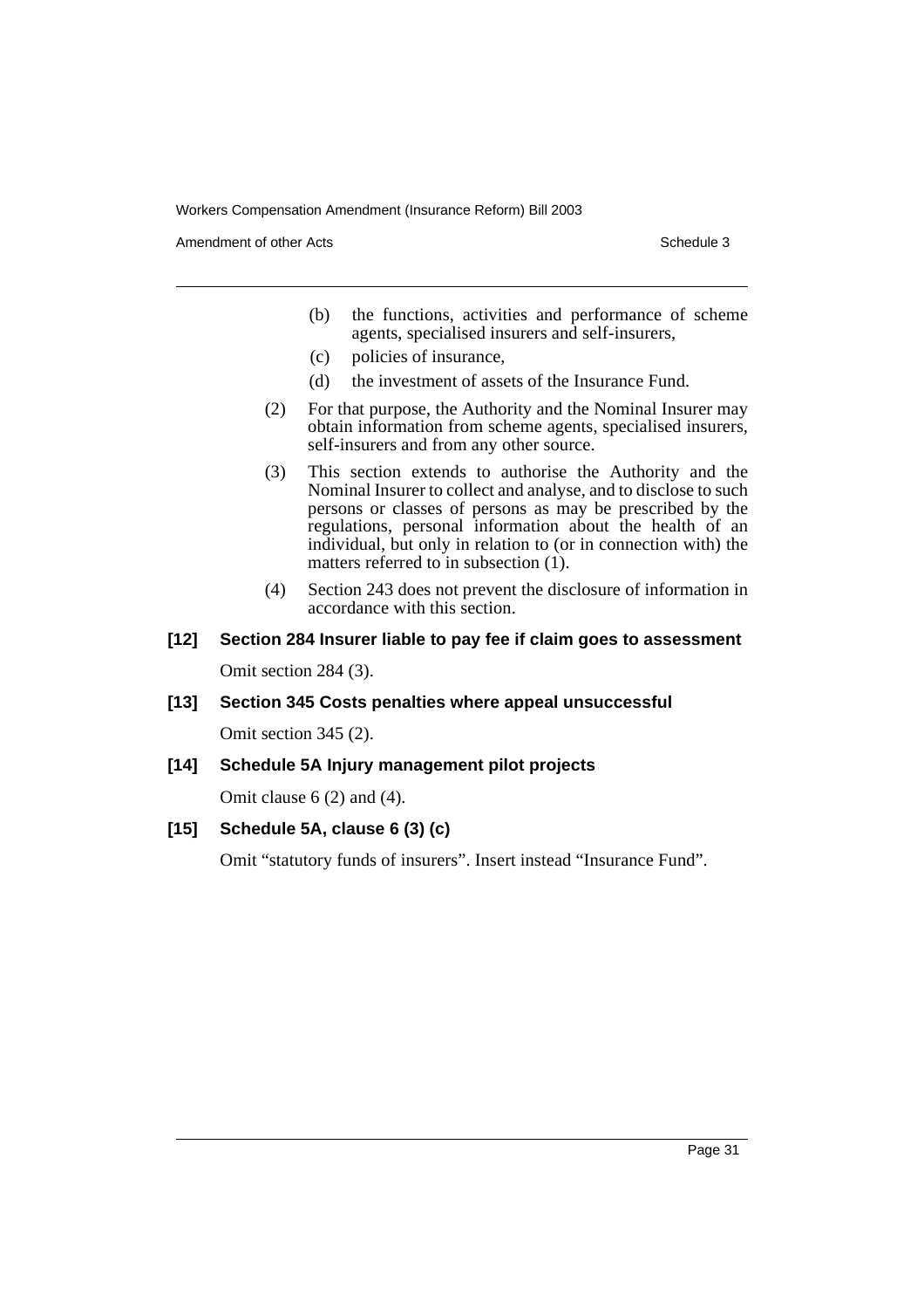(b) the functions, activities and performance of scheme agents, specialised insurers and self-insurers,

(c) policies of insurance,

(d) the investment of assets of the Insurance Fund.

(2) For that purpose, the Authority and the Nominal Insurer may obtain information from scheme agents, specialised insurers, self-insurers and from any other source.

(3) This section extends to authorise the Authority and the Nominal Insurer to collect and analyse, and to disclose to such persons or classes of persons as may be prescribed by the regulations, personal information about the health of an individual, but only in relation to (or in connection with) the matters referred to in subsection (1).

(4) Section 243 does not prevent the disclosure of information in accordance with this section.

**[12] Section 284 Insurer liable to pay fee if claim goes to assessment**

Omit section 284 (3).

**[13] Section 345 Costs penalties where appeal unsuccessful**

Omit section 345 (2).

**[14] Schedule 5A Injury management pilot projects**

Omit clause 6 (2) and (4).

**[15] Schedule 5A, clause 6 (3) (c)**

Omit "statutory funds of insurers". Insert instead "Insurance Fund".